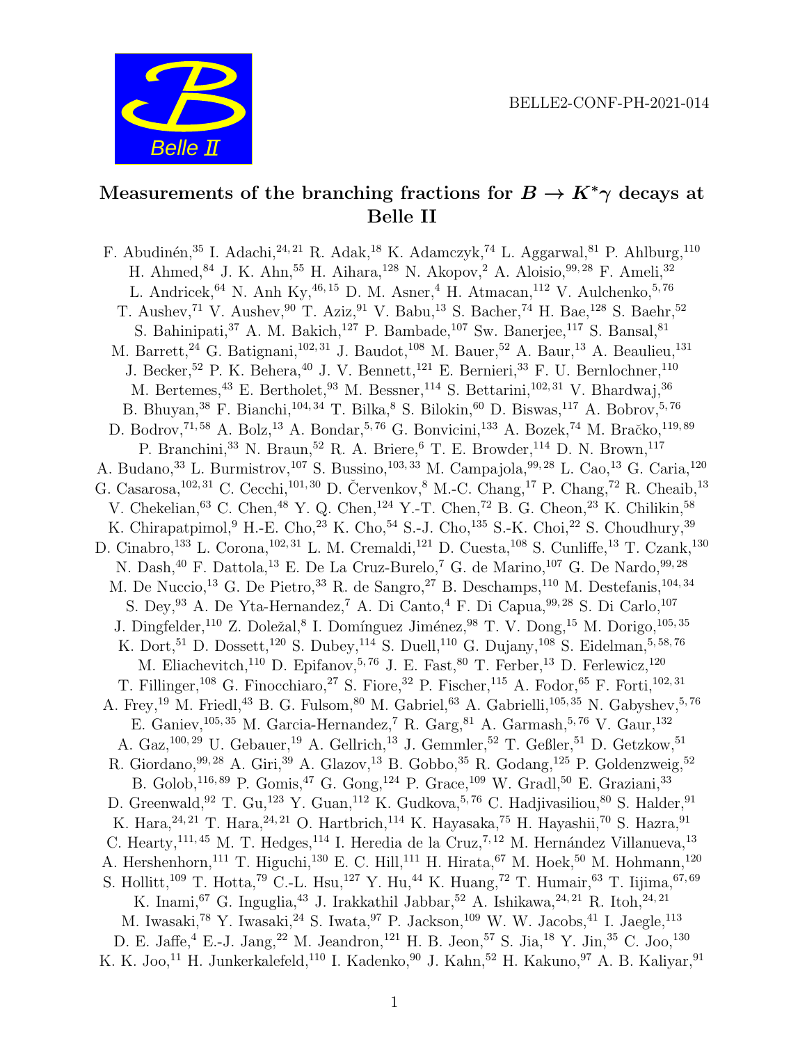BELLE2-CONF-PH-2021-014

# Measurements of the branching fractions for $B \to K^{*}\gamma$ decays at Belle II

F. Abudinén,[35] I. Adachi,[24,21] R. Adak,[18] K. Adamczyk,[74] L. Aggarwal,[81] P. Ahlburg,[110] H. Ahmed,[84] J. K. Ahn,[55] H. Aihara,[128] N. Akopov,[2] A. Aloisio,[99,28] F. Ameli,[32] L. Andricek,[64] N. Anh Ky,[46,15] D. M. Asner,[4] H. Atmacan,[112] V. Aulchenko,[5,76] T. Aushev,[71] V. Aushev,[90] T. Aziz,[91] V. Babu,[13] S. Bacher,[74] H. Bae,[128] S. Baehr,[52] S. Bahinipati,[37] A. M. Bakich,[127] P. Bambade,[107] Sw. Banerjee,[117] S. Bansal,[81] M. Barrett,[24] G. Batignani,[102,31] J. Baudot,[108] M. Bauer,[52] A. Baur,[13] A. Beaulieu,[131] J. Becker,[52] P. K. Behera,[40] J. V. Bennett,[121] E. Bernieri,[33] F. U. Bernlochner,[110] M. Bertemes,[43] E. Bertholet,[93] M. Bessner,[114] S. Bettarini,[102,31] V. Bhardwaj,[36] B. Bhuyan,[38] F. Bianchi,[104,34] T. Bilka,[8] S. Bilokin,[60] D. Biswas,[117] A. Bobrov,[5,76] D. Bodrov,[71,58] A. Bolz,[13] A. Bondar,[5,76] G. Bonvicini,[133] A. Bozek,[74] M. Bračko,[119,89] P. Branchini,[33] N. Braun,[52] R. A. Briere,[6] T. E. Browder,[114] D. N. Brown,[117] A. Budano,[33] L. Burmistrov,[107] S. Bussino,[103,33] M. Campajola,[99,28] L. Cao,[13] G. Caria,[120] G. Casarosa,[102,31] C. Cecchi,[101,30] D. Červenkov,[8] M.-C. Chang,[17] P. Chang,[72] R. Cheaib,[13] V. Chekelian,[63] C. Chen,[48] Y. Q. Chen,[124] Y.-T. Chen,[72] B. G. Cheon,[23] K. Chilikin,[58] K. Chirapatpimol,[9] H.-E. Cho,[23] K. Cho,[54] S.-J. Cho,[135] S.-K. Choi,[22] S. Choudhury,[39] D. Cinabro,[133] L. Corona,[102,31] L. M. Cremaldi,[121] D. Cuesta,[108] S. Cunliffe,[13] T. Czank,[130] N. Dash,[40] F. Dattola,[13] E. De La Cruz-Burelo,[7] G. de Marino,[107] G. De Nardo,[99,28] M. De Nuccio,[13] G. De Pietro,[33] R. de Sangro,[27] B. Deschamps,[110] M. Destefanis,[104,34] S. Dey,[93] A. De Yta-Hernandez,[7] A. Di Canto,[4] F. Di Capua,[99,28] S. Di Carlo,[107] J. Dingfelder,[110] Z. Doležal,[8] I. Domínguez Jiménez,[98] T. V. Dong,[15] M. Dorigo,[105,35] K. Dort,[51] D. Dossett,[120] S. Dubey,[114] S. Duell,[110] G. Dujany,[108] S. Eidelman,[5,58,76] M. Eliachevitch,[110] D. Epifanov,[5,76] J. E. Fast,[80] T. Ferber,[13] D. Ferlewicz,[120] T. Fillinger,[108] G. Finocchiaro,[27] S. Fiore,[32] P. Fischer,[115] A. Fodor,[65] F. Forti,[102,31] A. Frey,[19] M. Friedl,[43] B. G. Fulsom,[80] M. Gabriel,[63] A. Gabrielli,[105,35] N. Gabyshev,[5,76] E. Ganiev,[105,35] M. Garcia-Hernandez,[7] R. Garg,[81] A. Garmash,[5,76] V. Gaur,[132] A. Gaz,[100,29] U. Gebauer,[19] A. Gellrich,[13] J. Gemmler,[52] T. Geßler,[51] D. Getzkow,[51] R. Giordano,[99,28] A. Giri,[39] A. Glazov,[13] B. Gobbo,[35] R. Godang,[125] P. Goldenzweig,[52] B. Golob,[116,89] P. Gomis,[47] G. Gong,[124] P. Grace,[109] W. Gradl,[50] E. Graziani,[33] D. Greenwald,[92] T. Gu,[123] Y. Guan,[112] K. Gudkova,[5,76] C. Hadjivasiliou,[80] S. Halder,[91] K. Hara,[24,21] T. Hara,[24,21] O. Hartbrich,[114] K. Hayasaka,[75] H. Hayashii,[70] S. Hazra,[91] C. Hearty,[111,45] M. T. Hedges,[114] I. Heredia de la Cruz,[7,12] M. Hernández Villanueva,[13] A. Hershenhorn,[111] T. Higuchi,[130] E. C. Hill,[111] H. Hirata,[67] M. Hoek,[50] M. Hohmann,[120] S. Hollitt,[109] T. Hotta,[79] C.-L. Hsu,[127] Y. Hu,[44] K. Huang,[72] T. Humair,[63] T. Iijima,[67,69] K. Inami,[67] G. Inguglia,[43] J. Irakkathil Jabbar,[52] A. Ishikawa,[24,21] R. Itoh,[24,21] M. Iwasaki,[78] Y. Iwasaki,[24] S. Iwata,[97] P. Jackson,[109] W. W. Jacobs,[41] I. Jaegle,[113] D. E. Jaffe,[4] E.-J. Jang,[22] M. Jeandron,[121] H. B. Jeon,[57] S. Jia,[18] Y. Jin,[35] C. Joo,[130] K. K. Joo,[11] H. Junkerkalefeld,[110] I. Kadenko,[90] J. Kahn,[52] H. Kakuno,[97] A. B. Kaliyar,[91]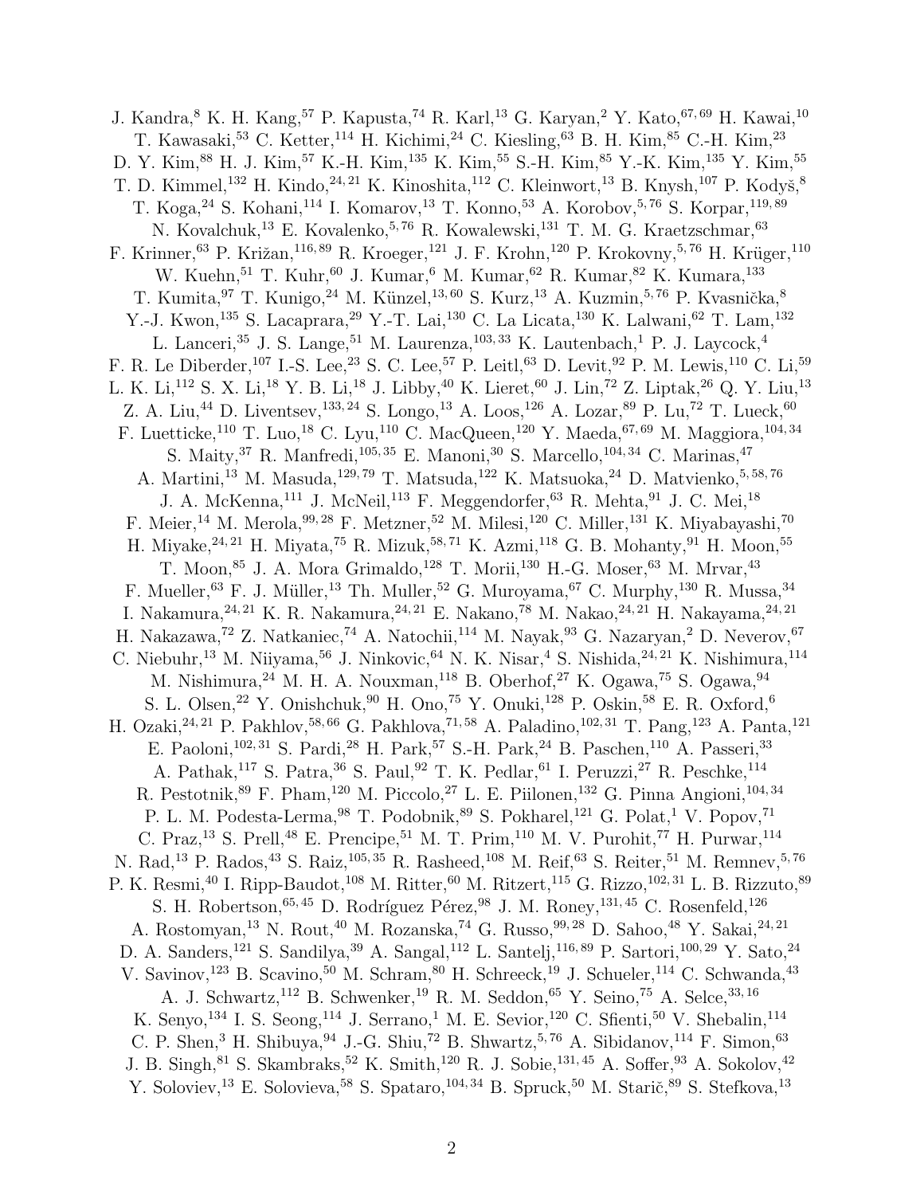J. Kandra,[8] K. H. Kang,[57] P. Kapusta,[74] R. Karl,[13] G. Karyan,[2] Y. Kato,[67,69] H. Kawai,[10] T. Kawasaki,[53] C. Ketter,[114] H. Kichimi,[24] C. Kiesling,[63] B. H. Kim,[85] C.-H. Kim,[23] D. Y. Kim,[88] H. J. Kim,[57] K.-H. Kim,[135] K. Kim,[55] S.-H. Kim,[85] Y.-K. Kim,[135] Y. Kim,[55] T. D. Kimmel,[132] H. Kindo,[24,21] K. Kinoshita,[112] C. Kleinwort,[13] B. Knysh,[107] P. Kodyš,[8] T. Koga,[24] S. Kohani,[114] I. Komarov,[13] T. Konno,[53] A. Korobov,[5,76] S. Korpar,[119,89] N. Kovalchuk,[13] E. Kovalenko,[5,76] R. Kowalewski,[131] T. M. G. Kraetzschmar,[63] F. Krinner,[63] P. Križan,[116,89] R. Kroeger,[121] J. F. Krohn,[120] P. Krokovny,[5,76] H. Krüger,[110] W. Kuehn,[51] T. Kuhr,[60] J. Kumar,[6] M. Kumar,[62] R. Kumar,[82] K. Kumara,[133] T. Kumita,[97] T. Kunigo,[24] M. Künzel,[13,60] S. Kurz,[13] A. Kuzmin,[5,76] P. Kvasnička,[8] Y.-J. Kwon,[135] S. Lacaprara,[29] Y.-T. Lai,[130] C. La Licata,[130] K. Lalwani,[62] T. Lam,[132] L. Lanceri,[35] J. S. Lange,[51] M. Laurenza,[103,33] K. Lautenbach,[1] P. J. Laycock,[4] F. R. Le Diberder,[107] I.-S. Lee,[23] S. C. Lee,[57] P. Leitl,[63] D. Levit,[92] P. M. Lewis,[110] C. Li,[59] L. K. Li,[112] S. X. Li,[18] Y. B. Li,[18] J. Libby,[40] K. Lieret,[60] J. Lin,[72] Z. Liptak,[26] Q. Y. Liu,[13] Z. A. Liu,[44] D. Liventsev,[133,24] S. Longo,[13] A. Loos,[126] A. Lozar,[89] P. Lu,[72] T. Lueck,[60] F. Luetticke,[110] T. Luo,[18] C. Lyu,[110] C. MacQueen,[120] Y. Maeda,[67,69] M. Maggiora,[104,34] S. Maity,[37] R. Manfredi,[105,35] E. Manoni,[30] S. Marcello,[104,34] C. Marinas,[47] A. Martini,[13] M. Masuda,[129,79] T. Matsuda,[122] K. Matsuoka,[24] D. Matvienko,[5,58,76] J. A. McKenna,[111] J. McNeil,[113] F. Meggendorfer,[63] R. Mehta,[91] J. C. Mei,[18] F. Meier,[14] M. Merola,[99,28] F. Metzner,[52] M. Milesi,[120] C. Miller,[131] K. Miyabayashi,[70] H. Miyake,[24,21] H. Miyata,[75] R. Mizuk,[58,71] K. Azmi,[118] G. B. Mohanty,[91] H. Moon,[55] T. Moon,[85] J. A. Mora Grimaldo,[128] T. Morii,[130] H.-G. Moser,[63] M. Mrvar,[43] F. Mueller,[63] F. J. Müller,[13] Th. Muller,[52] G. Muroyama,[67] C. Murphy,[130] R. Mussa,[34] I. Nakamura,[24,21] K. R. Nakamura,[24,21] E. Nakano,[78] M. Nakao,[24,21] H. Nakayama,[24,21] H. Nakazawa,[72] Z. Natkaniec,[74] A. Natochii,[114] M. Nayak,[93] G. Nazaryan,[2] D. Neverov,[67] C. Niebuhr,[13] M. Niiyama,[56] J. Ninkovic,[64] N. K. Nisar,[4] S. Nishida,[24,21] K. Nishimura,[114] M. Nishimura,[24] M. H. A. Nouxman,[118] B. Oberhof,[27] K. Ogawa,[75] S. Ogawa,[94] S. L. Olsen,[22] Y. Onishchuk,[90] H. Ono,[75] Y. Onuki,[128] P. Oskin,[58] E. R. Oxford,[6] H. Ozaki,[24,21] P. Pakhlov,[58,66] G. Pakhlova,[71,58] A. Paladino,[102,31] T. Pang,[123] A. Panta,[121] E. Paoloni,[102,31] S. Pardi,[28] H. Park,[57] S.-H. Park,[24] B. Paschen,[110] A. Passeri,[33] A. Pathak,[117] S. Patra,[36] S. Paul,[92] T. K. Pedlar,[61] I. Peruzzi,[27] R. Peschke,[114] R. Pestotnik,[89] F. Pham,[120] M. Piccolo,[27] L. E. Piilonen,[132] G. Pinna Angioni,[104,34] P. L. M. Podesta-Lerma,[98] T. Podobnik,[89] S. Pokharel,[121] G. Polat,[1] V. Popov,[71] C. Praz,[13] S. Prell,[48] E. Prencipe,[51] M. T. Prim,[110] M. V. Purohit,[77] H. Purwar,[114] N. Rad,[13] P. Rados,[43] S. Raiz,[105,35] R. Rasheed,[108] M. Reif,[63] S. Reiter,[51] M. Remnev,[5,76] P. K. Resmi,[40] I. Ripp-Baudot,[108] M. Ritter,[60] M. Ritzert,[115] G. Rizzo,[102,31] L. B. Rizzuto,[89] S. H. Robertson,[65,45] D. Rodríguez Pérez,[98] J. M. Roney,[131,45] C. Rosenfeld,[126] A. Rostomyan,[13] N. Rout,[40] M. Rozanska,[74] G. Russo,[99,28] D. Sahoo,[48] Y. Sakai,[24,21] D. A. Sanders,[121] S. Sandilya,[39] A. Sangal,[112] L. Santelj,[116,89] P. Sartori,[100,29] Y. Sato,[24] V. Savinov,[123] B. Scavino,[50] M. Schram,[80] H. Schreeck,[19] J. Schueler,[114] C. Schwanda,[43] A. J. Schwartz,[112] B. Schwenker,[19] R. M. Seddon,[65] Y. Seino,[75] A. Selce,[33,16] K. Senyo,[134] I. S. Seong,[114] J. Serrano,[1] M. E. Sevior,[120] C. Sfienti,[50] V. Shebalin,[114] C. P. Shen,[3] H. Shibuya,[94] J.-G. Shiu,[72] B. Shwartz,[5,76] A. Sibidanov,[114] F. Simon,[63] J. B. Singh,[81] S. Skambraks,[52] K. Smith,[120] R. J. Sobie,[131,45] A. Soffer,[93] A. Sokolov,[42] Y. Soloviev,[13] E. Solovieva,[58] S. Spataro,[104,34] B. Spruck,[50] M. Starič,[89] S. Stefkova,[13]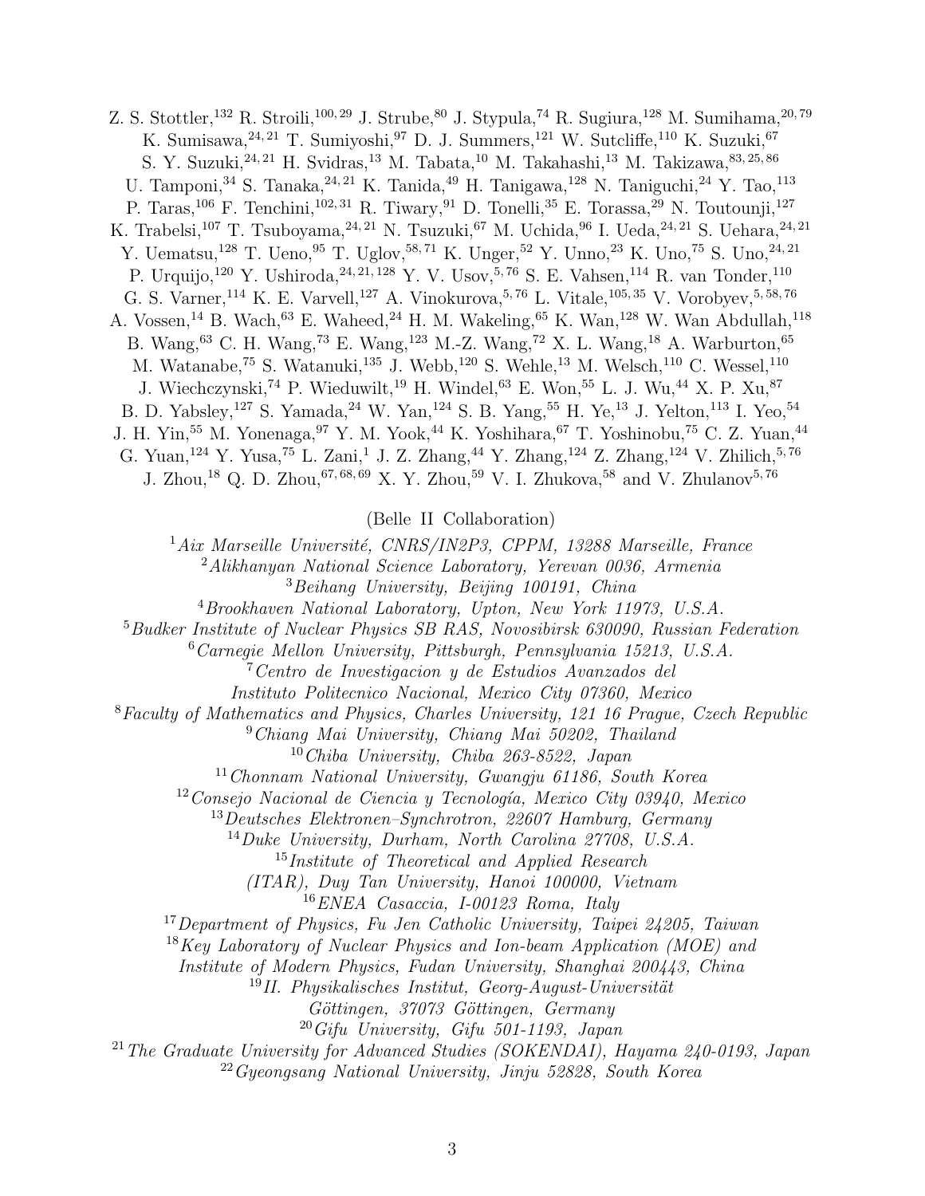Z. S. Stottler,[132] R. Stroili,[100,29] J. Strube,[80] J. Stypula,[74] R. Sugiura,[128] M. Sumihama,[20,79] K. Sumisawa,[24,21] T. Sumiyoshi,[97] D. J. Summers,[121] W. Sutcliffe,[110] K. Suzuki,[67] S. Y. Suzuki,[24,21] H. Svidras,[13] M. Tabata,[10] M. Takahashi,[13] M. Takizawa,[83,25,86] U. Tamponi,[34] S. Tanaka,[24,21] K. Tanida,[49] H. Tanigawa,[128] N. Taniguchi,[24] Y. Tao,[113] P. Taras,[106] F. Tenchini,[102,31] R. Tiwary,[91] D. Tonelli,[35] E. Torassa,[29] N. Toutounji,[127] K. Trabelsi,[107] T. Tsuboyama,[24,21] N. Tsuzuki,[67] M. Uchida,[96] I. Ueda,[24,21] S. Uehara,[24,21] Y. Uematsu,[128] T. Ueno,[95] T. Uglov,[58,71] K. Unger,[52] Y. Unno,[23] K. Uno,[75] S. Uno,[24,21] P. Urquijo,[120] Y. Ushiroda,[24,21,128] Y. V. Usov,[5,76] S. E. Vahsen,[114] R. van Tonder,[110] G. S. Varner,[114] K. E. Varvell,[127] A. Vinokurova,[5,76] L. Vitale,[105,35] V. Vorobyev,[5,58,76] A. Vossen,[14] B. Wach,[63] E. Waheed,[24] H. M. Wakeling,[65] K. Wan,[128] W. Wan Abdullah,[118] B. Wang,[63] C. H. Wang,[73] E. Wang,[123] M.-Z. Wang,[72] X. L. Wang,[18] A. Warburton,[65] M. Watanabe,[75] S. Watanuki,[135] J. Webb,[120] S. Wehle,[13] M. Welsch,[110] C. Wessel,[110] J. Wiechczynski,[74] P. Wieduwilt,[19] H. Windel,[63] E. Won,[55] L. J. Wu,[44] X. P. Xu,[87] B. D. Yabsley,[127] S. Yamada,[24] W. Yan,[124] S. B. Yang,[55] H. Ye,[13] J. Yelton,[113] I. Yeo,[54] J. H. Yin,[55] M. Yonenaga,[97] Y. M. Yook,[44] K. Yoshihara,[67] T. Yoshinobu,[75] C. Z. Yuan,[44] G. Yuan,[124] Y. Yusa,[75] L. Zani,[1] J. Z. Zhang,[44] Y. Zhang,[124] Z. Zhang,[124] V. Zhilich,[5,76] J. Zhou,[18] Q. D. Zhou,[67,68,69] X. Y. Zhou,[59] V. I. Zhukova,[58] and V. Zhulanov[5,76]

(Belle II Collaboration)

[1] *Aix Marseille Université, CNRS/IN2P3, CPPM, 13288 Marseille, France*
[2] *Alikhanyan National Science Laboratory, Yerevan 0036, Armenia*
[3] *Beihang University, Beijing 100191, China*
[4] *Brookhaven National Laboratory, Upton, New York 11973, U.S.A.*
[5] *Budker Institute of Nuclear Physics SB RAS, Novosibirsk 630090, Russian Federation*
[6] *Carnegie Mellon University, Pittsburgh, Pennsylvania 15213, U.S.A.*
[7] *Centro de Investigacion y de Estudios Avanzados del Instituto Politecnico Nacional, Mexico City 07360, Mexico*
[8] *Faculty of Mathematics and Physics, Charles University, 121 16 Prague, Czech Republic*
[9] *Chiang Mai University, Chiang Mai 50202, Thailand*
[10] *Chiba University, Chiba 263-8522, Japan*
[11] *Chonnam National University, Gwangju 61186, South Korea*
[12] *Consejo Nacional de Ciencia y Tecnología, Mexico City 03940, Mexico*
[13] *Deutsches Elektronen–Synchrotron, 22607 Hamburg, Germany*
[14] *Duke University, Durham, North Carolina 27708, U.S.A.*
[15] *Institute of Theoretical and Applied Research (ITAR), Duy Tan University, Hanoi 100000, Vietnam*
[16] *ENEA Casaccia, I-00123 Roma, Italy*
[17] *Department of Physics, Fu Jen Catholic University, Taipei 24205, Taiwan*
[18] *Key Laboratory of Nuclear Physics and Ion-beam Application (MOE) and Institute of Modern Physics, Fudan University, Shanghai 200443, China*
[19] *II. Physikalisches Institut, Georg-August-Universität Göttingen, 37073 Göttingen, Germany*
[20] *Gifu University, Gifu 501-1193, Japan*
[21] *The Graduate University for Advanced Studies (SOKENDAI), Hayama 240-0193, Japan*
[22] *Gyeongsang National University, Jinju 52828, South Korea*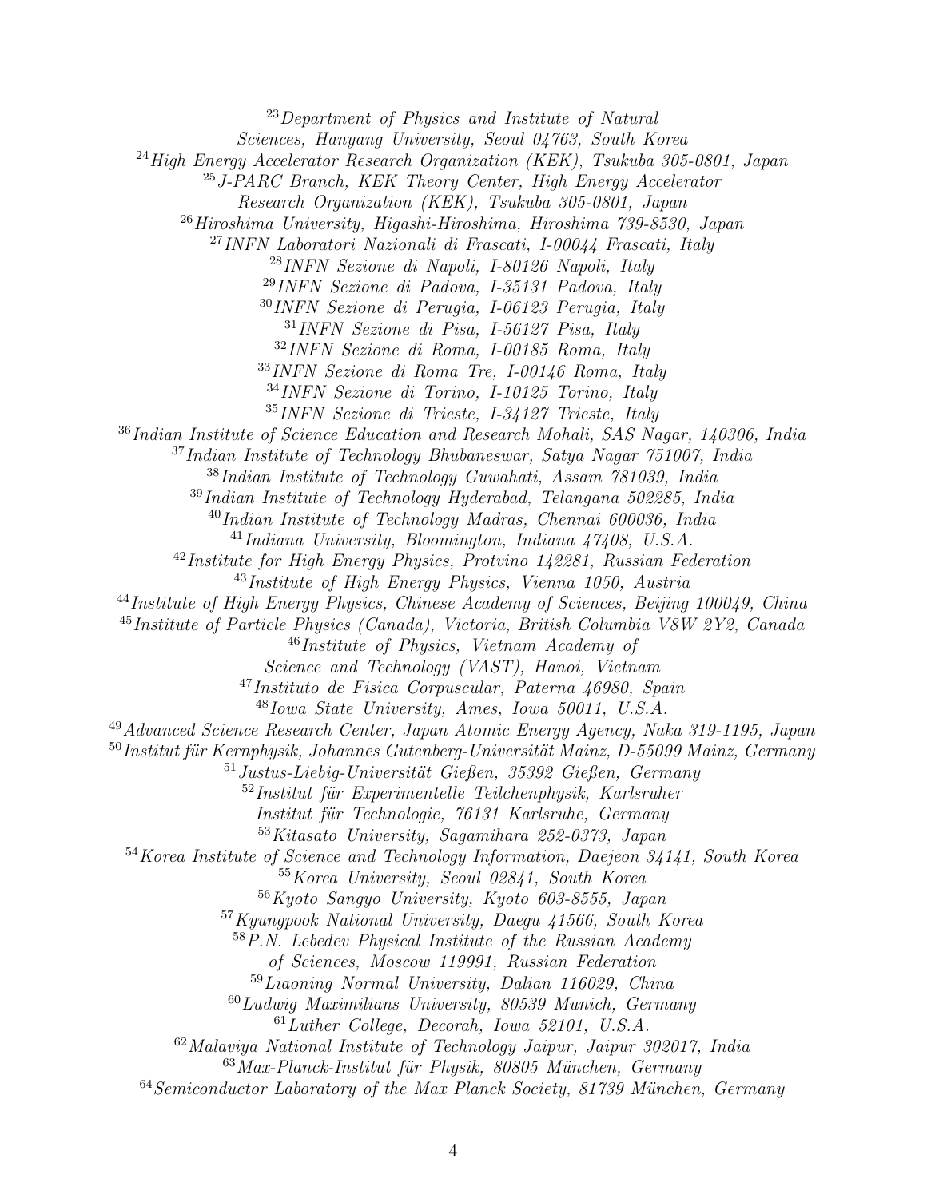[23]Department of Physics and Institute of Natural Sciences, Hanyang University, Seoul 04763, South Korea

[24]High Energy Accelerator Research Organization (KEK), Tsukuba 305-0801, Japan

[25]J-PARC Branch, KEK Theory Center, High Energy Accelerator Research Organization (KEK), Tsukuba 305-0801, Japan

[26]Hiroshima University, Higashi-Hiroshima, Hiroshima 739-8530, Japan

[27]INFN Laboratori Nazionali di Frascati, I-00044 Frascati, Italy

[28]INFN Sezione di Napoli, I-80126 Napoli, Italy

[29]INFN Sezione di Padova, I-35131 Padova, Italy

[30]INFN Sezione di Perugia, I-06123 Perugia, Italy

[31]INFN Sezione di Pisa, I-56127 Pisa, Italy

[32]INFN Sezione di Roma, I-00185 Roma, Italy

[33]INFN Sezione di Roma Tre, I-00146 Roma, Italy

[34]INFN Sezione di Torino, I-10125 Torino, Italy

[35]INFN Sezione di Trieste, I-34127 Trieste, Italy

[36]Indian Institute of Science Education and Research Mohali, SAS Nagar, 140306, India

[37]Indian Institute of Technology Bhubaneswar, Satya Nagar 751007, India

[38]Indian Institute of Technology Guwahati, Assam 781039, India

[39]Indian Institute of Technology Hyderabad, Telangana 502285, India

[40]Indian Institute of Technology Madras, Chennai 600036, India

[41]Indiana University, Bloomington, Indiana 47408, U.S.A.

[42]Institute for High Energy Physics, Protvino 142281, Russian Federation

[43]Institute of High Energy Physics, Vienna 1050, Austria

[44]Institute of High Energy Physics, Chinese Academy of Sciences, Beijing 100049, China

[45]Institute of Particle Physics (Canada), Victoria, British Columbia V8W 2Y2, Canada

[46]Institute of Physics, Vietnam Academy of Science and Technology (VAST), Hanoi, Vietnam

[47]Instituto de Fisica Corpuscular, Paterna 46980, Spain

[48]Iowa State University, Ames, Iowa 50011, U.S.A.

[49]Advanced Science Research Center, Japan Atomic Energy Agency, Naka 319-1195, Japan

[50]Institut für Kernphysik, Johannes Gutenberg-Universität Mainz, D-55099 Mainz, Germany

[51]Justus-Liebig-Universität Gießen, 35392 Gießen, Germany

[52]Institut für Experimentelle Teilchenphysik, Karlsruher Institut für Technologie, 76131 Karlsruhe, Germany

[53]Kitasato University, Sagamihara 252-0373, Japan

[54]Korea Institute of Science and Technology Information, Daejeon 34141, South Korea

[55]Korea University, Seoul 02841, South Korea

[56]Kyoto Sangyo University, Kyoto 603-8555, Japan

[57]Kyungpook National University, Daegu 41566, South Korea

[58]P.N. Lebedev Physical Institute of the Russian Academy of Sciences, Moscow 119991, Russian Federation

[59]Liaoning Normal University, Dalian 116029, China

[60]Ludwig Maximilians University, 80539 Munich, Germany

[61]Luther College, Decorah, Iowa 52101, U.S.A.

[62]Malaviya National Institute of Technology Jaipur, Jaipur 302017, India

[63]Max-Planck-Institut für Physik, 80805 München, Germany

[64]Semiconductor Laboratory of the Max Planck Society, 81739 München, Germany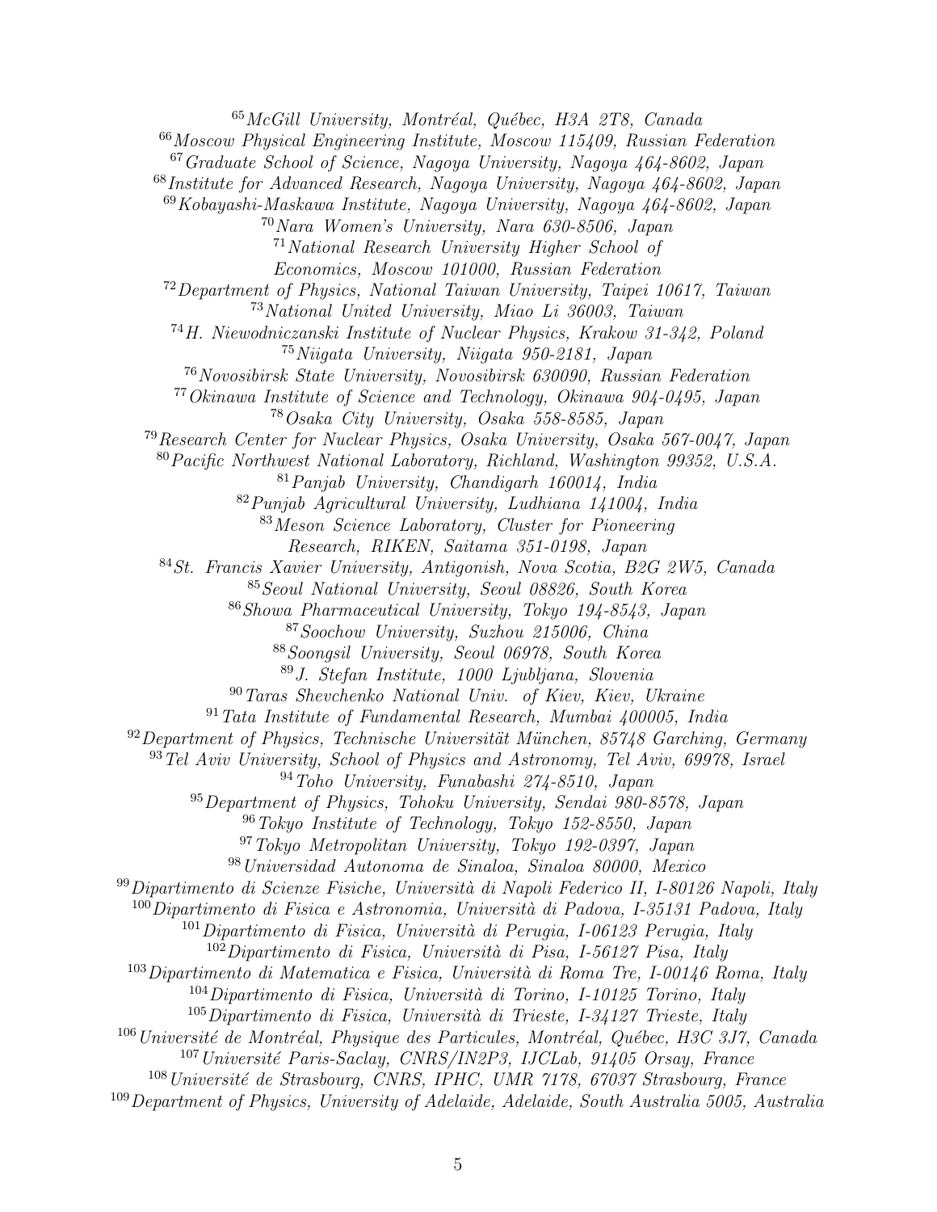[65]*McGill University, Montréal, Québec, H3A 2T8, Canada*
[66]*Moscow Physical Engineering Institute, Moscow 115409, Russian Federation*
[67]*Graduate School of Science, Nagoya University, Nagoya 464-8602, Japan*
[68]*Institute for Advanced Research, Nagoya University, Nagoya 464-8602, Japan*
[69]*Kobayashi-Maskawa Institute, Nagoya University, Nagoya 464-8602, Japan*
[70]*Nara Women's University, Nara 630-8506, Japan*
[71]*National Research University Higher School of Economics, Moscow 101000, Russian Federation*
[72]*Department of Physics, National Taiwan University, Taipei 10617, Taiwan*
[73]*National United University, Miao Li 36003, Taiwan*
[74]*H. Niewodniczanski Institute of Nuclear Physics, Krakow 31-342, Poland*
[75]*Niigata University, Niigata 950-2181, Japan*
[76]*Novosibirsk State University, Novosibirsk 630090, Russian Federation*
[77]*Okinawa Institute of Science and Technology, Okinawa 904-0495, Japan*
[78]*Osaka City University, Osaka 558-8585, Japan*
[79]*Research Center for Nuclear Physics, Osaka University, Osaka 567-0047, Japan*
[80]*Pacific Northwest National Laboratory, Richland, Washington 99352, U.S.A.*
[81]*Panjab University, Chandigarh 160014, India*
[82]*Punjab Agricultural University, Ludhiana 141004, India*
[83]*Meson Science Laboratory, Cluster for Pioneering Research, RIKEN, Saitama 351-0198, Japan*
[84]*St. Francis Xavier University, Antigonish, Nova Scotia, B2G 2W5, Canada*
[85]*Seoul National University, Seoul 08826, South Korea*
[86]*Showa Pharmaceutical University, Tokyo 194-8543, Japan*
[87]*Soochow University, Suzhou 215006, China*
[88]*Soongsil University, Seoul 06978, South Korea*
[89]*J. Stefan Institute, 1000 Ljubljana, Slovenia*
[90]*Taras Shevchenko National Univ. of Kiev, Kiev, Ukraine*
[91]*Tata Institute of Fundamental Research, Mumbai 400005, India*
[92]*Department of Physics, Technische Universität München, 85748 Garching, Germany*
[93]*Tel Aviv University, School of Physics and Astronomy, Tel Aviv, 69978, Israel*
[94]*Toho University, Funabashi 274-8510, Japan*
[95]*Department of Physics, Tohoku University, Sendai 980-8578, Japan*
[96]*Tokyo Institute of Technology, Tokyo 152-8550, Japan*
[97]*Tokyo Metropolitan University, Tokyo 192-0397, Japan*
[98]*Universidad Autonoma de Sinaloa, Sinaloa 80000, Mexico*
[99]*Dipartimento di Scienze Fisiche, Università di Napoli Federico II, I-80126 Napoli, Italy*
[100]*Dipartimento di Fisica e Astronomia, Università di Padova, I-35131 Padova, Italy*
[101]*Dipartimento di Fisica, Università di Perugia, I-06123 Perugia, Italy*
[102]*Dipartimento di Fisica, Università di Pisa, I-56127 Pisa, Italy*
[103]*Dipartimento di Matematica e Fisica, Università di Roma Tre, I-00146 Roma, Italy*
[104]*Dipartimento di Fisica, Università di Torino, I-10125 Torino, Italy*
[105]*Dipartimento di Fisica, Università di Trieste, I-34127 Trieste, Italy*
[106]*Université de Montréal, Physique des Particules, Montréal, Québec, H3C 3J7, Canada*
[107]*Université Paris-Saclay, CNRS/IN2P3, IJCLab, 91405 Orsay, France*
[108]*Université de Strasbourg, CNRS, IPHC, UMR 7178, 67037 Strasbourg, France*
[109]*Department of Physics, University of Adelaide, Adelaide, South Australia 5005, Australia*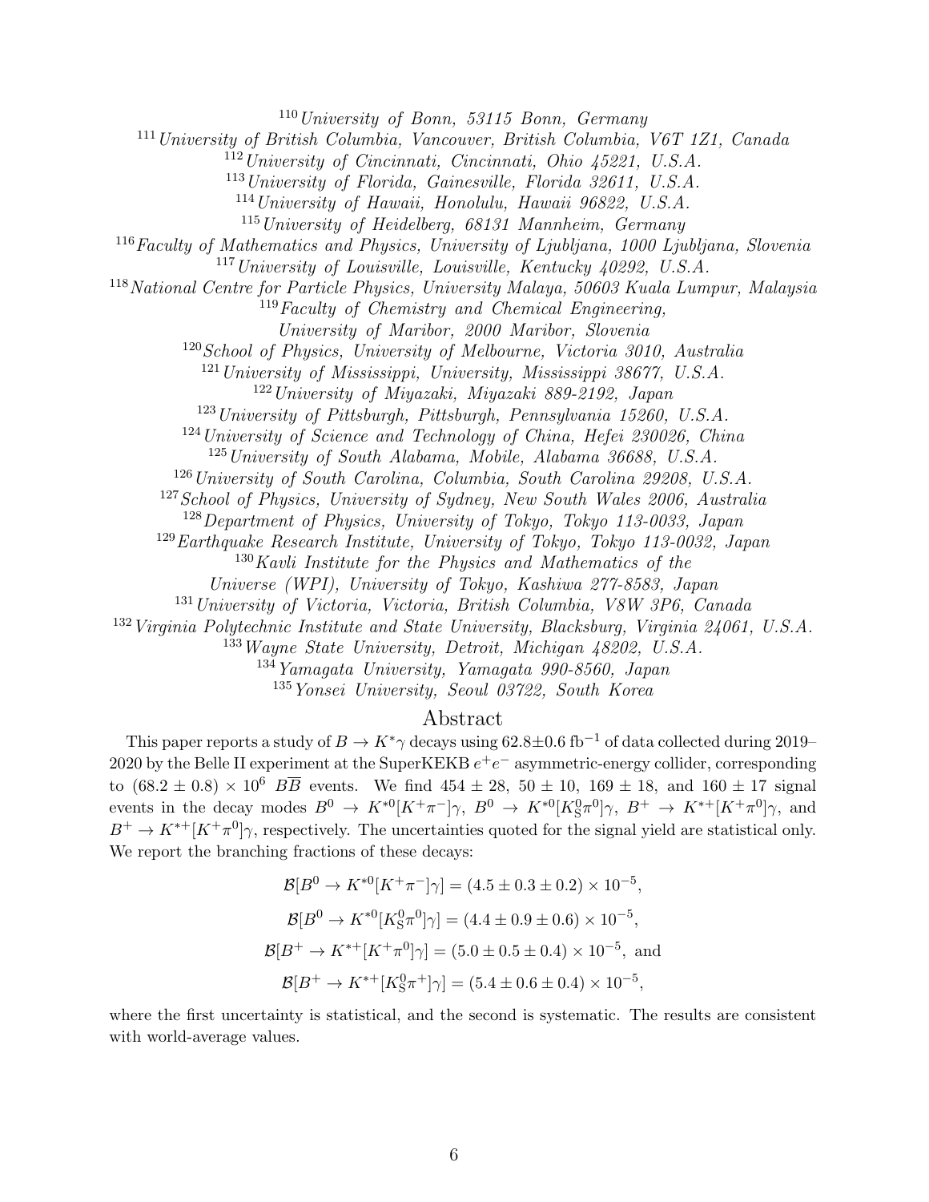[110] University of Bonn, 53115 Bonn, Germany
[111] University of British Columbia, Vancouver, British Columbia, V6T 1Z1, Canada
[112] University of Cincinnati, Cincinnati, Ohio 45221, U.S.A.
[113] University of Florida, Gainesville, Florida 32611, U.S.A.
[114] University of Hawaii, Honolulu, Hawaii 96822, U.S.A.
[115] University of Heidelberg, 68131 Mannheim, Germany
[116] Faculty of Mathematics and Physics, University of Ljubljana, 1000 Ljubljana, Slovenia
[117] University of Louisville, Louisville, Kentucky 40292, U.S.A.
[118] National Centre for Particle Physics, University Malaya, 50603 Kuala Lumpur, Malaysia
[119] Faculty of Chemistry and Chemical Engineering, University of Maribor, 2000 Maribor, Slovenia
[120] School of Physics, University of Melbourne, Victoria 3010, Australia
[121] University of Mississippi, University, Mississippi 38677, U.S.A.
[122] University of Miyazaki, Miyazaki 889-2192, Japan
[123] University of Pittsburgh, Pittsburgh, Pennsylvania 15260, U.S.A.
[124] University of Science and Technology of China, Hefei 230026, China
[125] University of South Alabama, Mobile, Alabama 36688, U.S.A.
[126] University of South Carolina, Columbia, South Carolina 29208, U.S.A.
[127] School of Physics, University of Sydney, New South Wales 2006, Australia
[128] Department of Physics, University of Tokyo, Tokyo 113-0033, Japan
[129] Earthquake Research Institute, University of Tokyo, Tokyo 113-0032, Japan
[130] Kavli Institute for the Physics and Mathematics of the Universe (WPI), University of Tokyo, Kashiwa 277-8583, Japan
[131] University of Victoria, Victoria, British Columbia, V8W 3P6, Canada
[132] Virginia Polytechnic Institute and State University, Blacksburg, Virginia 24061, U.S.A.
[133] Wayne State University, Detroit, Michigan 48202, U.S.A.
[134] Yamagata University, Yamagata 990-8560, Japan
[135] Yonsei University, Seoul 03722, South Korea

## Abstract

This paper reports a study of $B \to K^*\gamma$ decays using $62.8 \pm 0.6\ \text{fb}^{-1}$ of data collected during 2019–2020 by the Belle II experiment at the SuperKEKB $e^+e^-$ asymmetric-energy collider, corresponding to $(68.2 \pm 0.8) \times 10^6$ $B\overline{B}$ events. We find $454 \pm 28$, $50 \pm 10$, $169 \pm 18$, and $160 \pm 17$ signal events in the decay modes $B^0 \to K^{*0}[K^+\pi^-]\gamma$, $B^0 \to K^{*0}[K^0_{\rm S}\pi^0]\gamma$, $B^+ \to K^{*+}[K^+\pi^0]\gamma$, and $B^+ \to K^{*+}[K^+\pi^0]\gamma$, respectively. The uncertainties quoted for the signal yield are statistical only. We report the branching fractions of these decays:

$$\mathcal{B}[B^0 \to K^{*0}[K^+\pi^-]\gamma] = (4.5 \pm 0.3 \pm 0.2) \times 10^{-5},$$

$$\mathcal{B}[B^0 \to K^{*0}[K^0_{\rm S}\pi^0]\gamma] = (4.4 \pm 0.9 \pm 0.6) \times 10^{-5},$$

$$\mathcal{B}[B^+ \to K^{*+}[K^+\pi^0]\gamma] = (5.0 \pm 0.5 \pm 0.4) \times 10^{-5}, \text{ and}$$

$$\mathcal{B}[B^+ \to K^{*+}[K^0_{\rm S}\pi^+]\gamma] = (5.4 \pm 0.6 \pm 0.4) \times 10^{-5},$$

where the first uncertainty is statistical, and the second is systematic. The results are consistent with world-average values.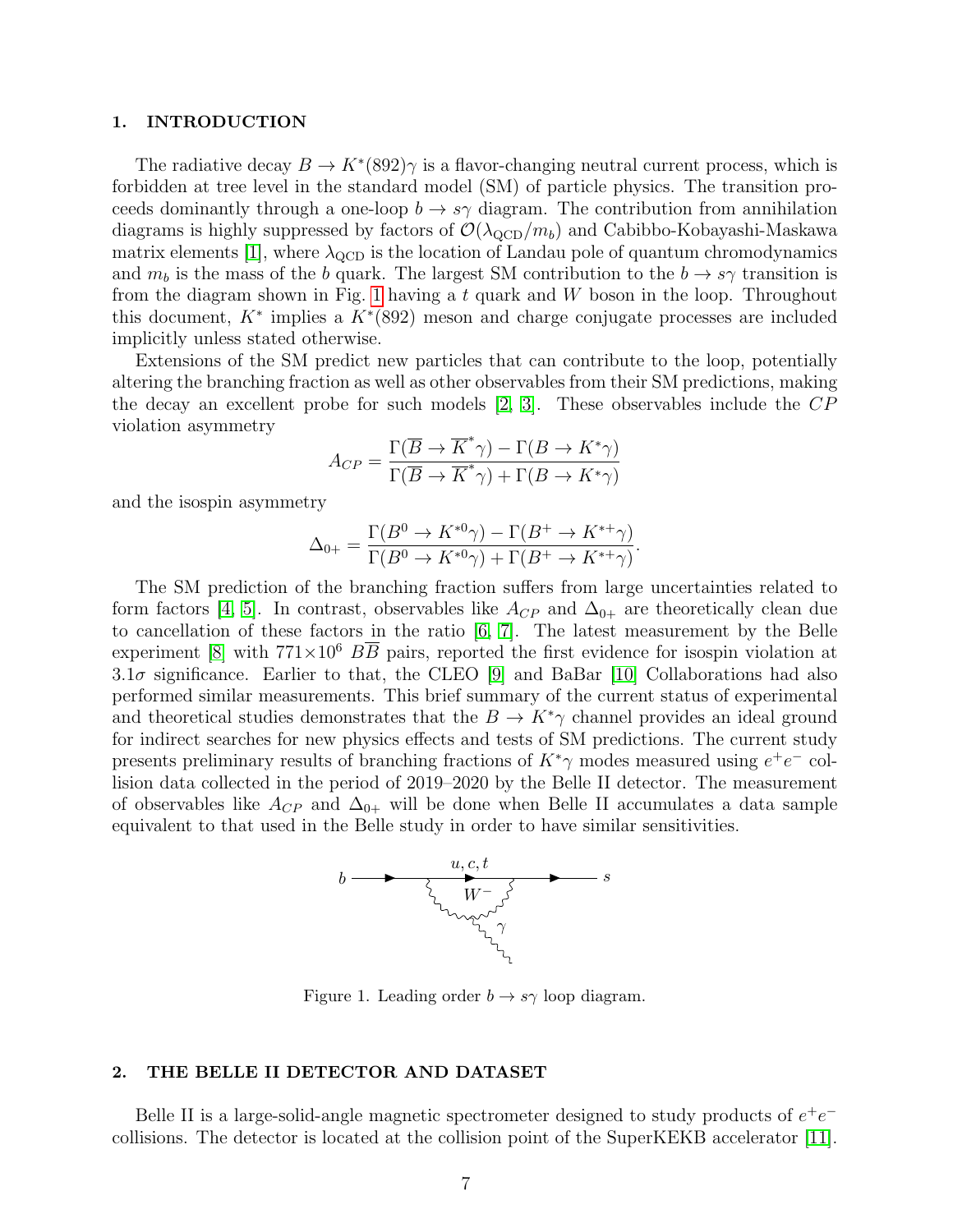## 1. INTRODUCTION

The radiative decay $B \to K^*(892)\gamma$ is a flavor-changing neutral current process, which is forbidden at tree level in the standard model (SM) of particle physics. The transition proceeds dominantly through a one-loop $b \to s\gamma$ diagram. The contribution from annihilation diagrams is highly suppressed by factors of $\mathcal{O}(\lambda_{\text{QCD}}/m_b)$ and Cabibbo-Kobayashi-Maskawa matrix elements [1], where $\lambda_{\text{QCD}}$ is the location of Landau pole of quantum chromodynamics and $m_b$ is the mass of the $b$ quark. The largest SM contribution to the $b \to s\gamma$ transition is from the diagram shown in Fig. 1 having a $t$ quark and $W$ boson in the loop. Throughout this document, $K^*$ implies a $K^*(892)$ meson and charge conjugate processes are included implicitly unless stated otherwise.

Extensions of the SM predict new particles that can contribute to the loop, potentially altering the branching fraction as well as other observables from their SM predictions, making the decay an excellent probe for such models [2, 3]. These observables include the $CP$ violation asymmetry

$$A_{CP} = \frac{\Gamma(\overline{B} \to \overline{K}^* \gamma) - \Gamma(B \to K^* \gamma)}{\Gamma(\overline{B} \to \overline{K}^* \gamma) + \Gamma(B \to K^* \gamma)}$$

and the isospin asymmetry

$$\Delta_{0+} = \frac{\Gamma(B^0 \to K^{*0}\gamma) - \Gamma(B^+ \to K^{*+}\gamma)}{\Gamma(B^0 \to K^{*0}\gamma) + \Gamma(B^+ \to K^{*+}\gamma)}.$$

The SM prediction of the branching fraction suffers from large uncertainties related to form factors [4, 5]. In contrast, observables like $A_{CP}$ and $\Delta_{0+}$ are theoretically clean due to cancellation of these factors in the ratio [6, 7]. The latest measurement by the Belle experiment [8] with $771 \times 10^6$ $B\overline{B}$ pairs, reported the first evidence for isospin violation at $3.1\sigma$ significance. Earlier to that, the CLEO [9] and BaBar [10] Collaborations had also performed similar measurements. This brief summary of the current status of experimental and theoretical studies demonstrates that the $B \to K^*\gamma$ channel provides an ideal ground for indirect searches for new physics effects and tests of SM predictions. The current study presents preliminary results of branching fractions of $K^*\gamma$ modes measured using $e^+e^-$ collision data collected in the period of 2019–2020 by the Belle II detector. The measurement of observables like $A_{CP}$ and $\Delta_{0+}$ will be done when Belle II accumulates a data sample equivalent to that used in the Belle study in order to have similar sensitivities.

Figure 1. Leading order $b \to s\gamma$ loop diagram.

## 2. THE BELLE II DETECTOR AND DATASET

Belle II is a large-solid-angle magnetic spectrometer designed to study products of $e^+e^-$ collisions. The detector is located at the collision point of the SuperKEKB accelerator [11].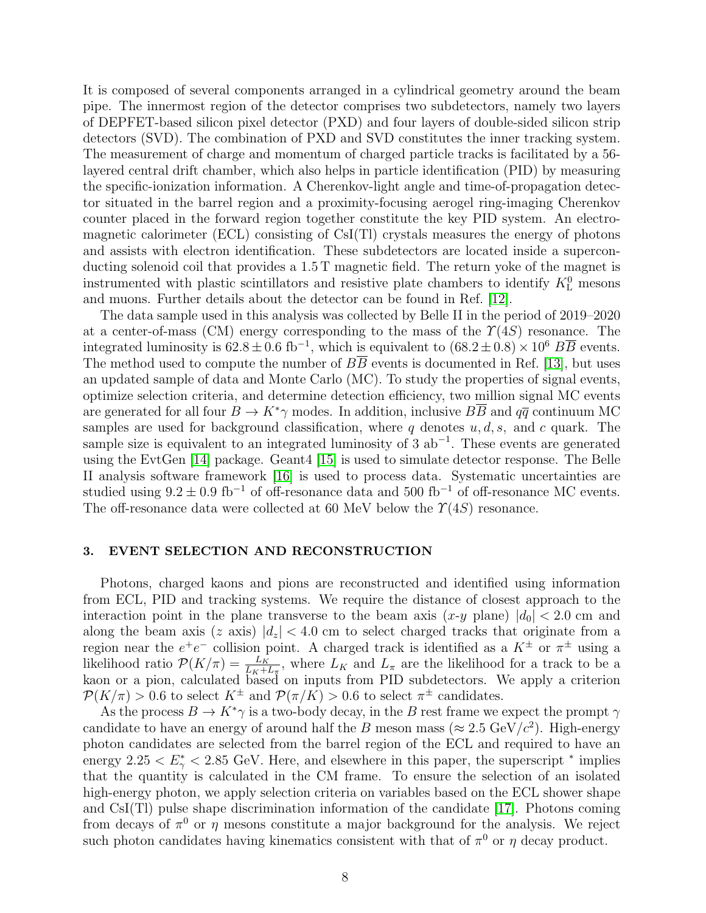It is composed of several components arranged in a cylindrical geometry around the beam pipe. The innermost region of the detector comprises two subdetectors, namely two layers of DEPFET-based silicon pixel detector (PXD) and four layers of double-sided silicon strip detectors (SVD). The combination of PXD and SVD constitutes the inner tracking system. The measurement of charge and momentum of charged particle tracks is facilitated by a 56-layered central drift chamber, which also helps in particle identification (PID) by measuring the specific-ionization information. A Cherenkov-light angle and time-of-propagation detector situated in the barrel region and a proximity-focusing aerogel ring-imaging Cherenkov counter placed in the forward region together constitute the key PID system. An electromagnetic calorimeter (ECL) consisting of CsI(Tl) crystals measures the energy of photons and assists with electron identification. These subdetectors are located inside a superconducting solenoid coil that provides a 1.5 T magnetic field. The return yoke of the magnet is instrumented with plastic scintillators and resistive plate chambers to identify $K_L^0$ mesons and muons. Further details about the detector can be found in Ref. [12].

The data sample used in this analysis was collected by Belle II in the period of 2019–2020 at a center-of-mass (CM) energy corresponding to the mass of the $\Upsilon(4S)$ resonance. The integrated luminosity is $62.8 \pm 0.6$ fb$^{-1}$, which is equivalent to $(68.2 \pm 0.8) \times 10^6$ $B\overline{B}$ events. The method used to compute the number of $B\overline{B}$ events is documented in Ref. [13], but uses an updated sample of data and Monte Carlo (MC). To study the properties of signal events, optimize selection criteria, and determine detection efficiency, two million signal MC events are generated for all four $B \to K^*\gamma$ modes. In addition, inclusive $B\overline{B}$ and $q\overline{q}$ continuum MC samples are used for background classification, where $q$ denotes $u, d, s,$ and $c$ quark. The sample size is equivalent to an integrated luminosity of 3 ab$^{-1}$. These events are generated using the EvtGen [14] package. Geant4 [15] is used to simulate detector response. The Belle II analysis software framework [16] is used to process data. Systematic uncertainties are studied using $9.2 \pm 0.9$ fb$^{-1}$ of off-resonance data and 500 fb$^{-1}$ of off-resonance MC events. The off-resonance data were collected at 60 MeV below the $\Upsilon(4S)$ resonance.

## 3. EVENT SELECTION AND RECONSTRUCTION

Photons, charged kaons and pions are reconstructed and identified using information from ECL, PID and tracking systems. We require the distance of closest approach to the interaction point in the plane transverse to the beam axis ($x$-$y$ plane) $|d_0| < 2.0$ cm and along the beam axis ($z$ axis) $|d_z| < 4.0$ cm to select charged tracks that originate from a region near the $e^+e^-$ collision point. A charged track is identified as a $K^\pm$ or $\pi^\pm$ using a likelihood ratio $\mathcal{P}(K/\pi) = \frac{L_K}{L_K + L_\pi}$, where $L_K$ and $L_\pi$ are the likelihood for a track to be a kaon or a pion, calculated based on inputs from PID subdetectors. We apply a criterion $\mathcal{P}(K/\pi) > 0.6$ to select $K^\pm$ and $\mathcal{P}(\pi/K) > 0.6$ to select $\pi^\pm$ candidates.

As the process $B \to K^*\gamma$ is a two-body decay, in the $B$ rest frame we expect the prompt $\gamma$ candidate to have an energy of around half the $B$ meson mass ($\approx 2.5$ GeV/$c^2$). High-energy photon candidates are selected from the barrel region of the ECL and required to have an energy $2.25 < E_\gamma^* < 2.85$ GeV. Here, and elsewhere in this paper, the superscript $^*$ implies that the quantity is calculated in the CM frame. To ensure the selection of an isolated high-energy photon, we apply selection criteria on variables based on the ECL shower shape and CsI(Tl) pulse shape discrimination information of the candidate [17]. Photons coming from decays of $\pi^0$ or $\eta$ mesons constitute a major background for the analysis. We reject such photon candidates having kinematics consistent with that of $\pi^0$ or $\eta$ decay product.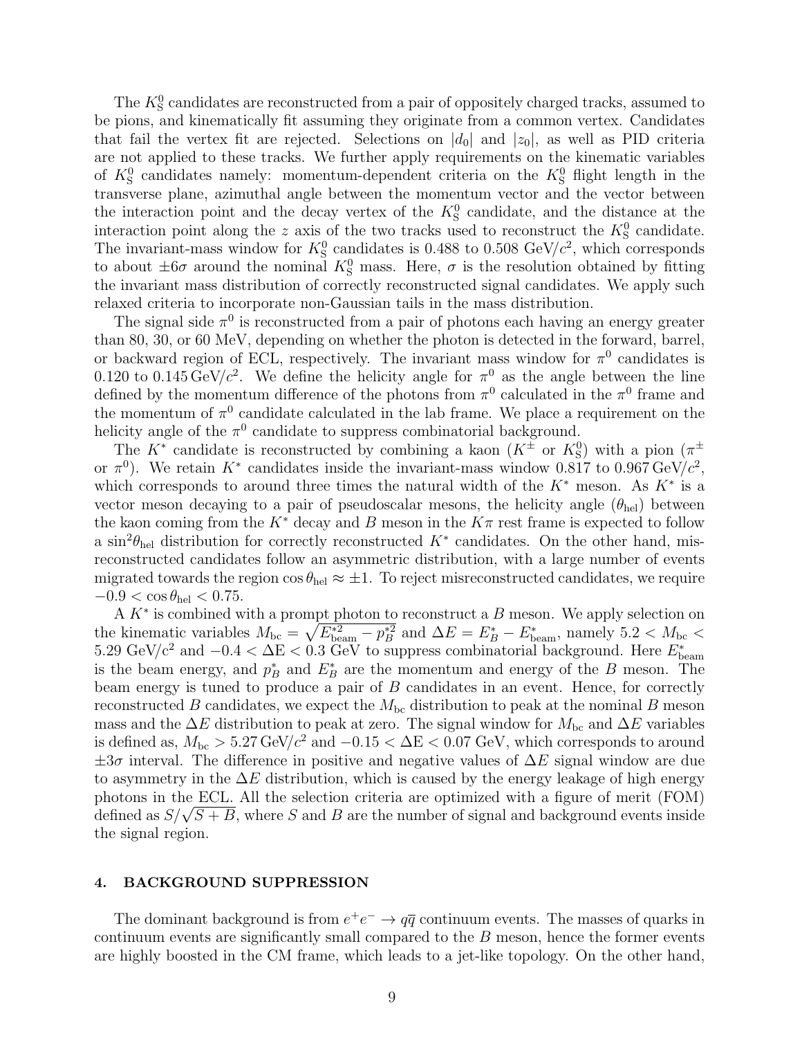The $K^0_S$ candidates are reconstructed from a pair of oppositely charged tracks, assumed to be pions, and kinematically fit assuming they originate from a common vertex. Candidates that fail the vertex fit are rejected. Selections on $|d_0|$ and $|z_0|$, as well as PID criteria are not applied to these tracks. We further apply requirements on the kinematic variables of $K^0_S$ candidates namely: momentum-dependent criteria on the $K^0_S$ flight length in the transverse plane, azimuthal angle between the momentum vector and the vector between the interaction point and the decay vertex of the $K^0_S$ candidate, and the distance at the interaction point along the $z$ axis of the two tracks used to reconstruct the $K^0_S$ candidate. The invariant-mass window for $K^0_S$ candidates is 0.488 to 0.508 GeV/$c^2$, which corresponds to about $\pm 6\sigma$ around the nominal $K^0_S$ mass. Here, $\sigma$ is the resolution obtained by fitting the invariant mass distribution of correctly reconstructed signal candidates. We apply such relaxed criteria to incorporate non-Gaussian tails in the mass distribution.

The signal side $\pi^0$ is reconstructed from a pair of photons each having an energy greater than 80, 30, or 60 MeV, depending on whether the photon is detected in the forward, barrel, or backward region of ECL, respectively. The invariant mass window for $\pi^0$ candidates is 0.120 to 0.145 GeV/$c^2$. We define the helicity angle for $\pi^0$ as the angle between the line defined by the momentum difference of the photons from $\pi^0$ calculated in the $\pi^0$ frame and the momentum of $\pi^0$ candidate calculated in the lab frame. We place a requirement on the helicity angle of the $\pi^0$ candidate to suppress combinatorial background.

The $K^*$ candidate is reconstructed by combining a kaon ($K^\pm$ or $K^0_S$) with a pion ($\pi^\pm$ or $\pi^0$). We retain $K^*$ candidates inside the invariant-mass window 0.817 to 0.967 GeV/$c^2$, which corresponds to around three times the natural width of the $K^*$ meson. As $K^*$ is a vector meson decaying to a pair of pseudoscalar mesons, the helicity angle ($\theta_{\rm hel}$) between the kaon coming from the $K^*$ decay and $B$ meson in the $K\pi$ rest frame is expected to follow a $\sin^2\theta_{\rm hel}$ distribution for correctly reconstructed $K^*$ candidates. On the other hand, misreconstructed candidates follow an asymmetric distribution, with a large number of events migrated towards the region $\cos\theta_{\rm hel} \approx \pm 1$. To reject misreconstructed candidates, we require $-0.9 < \cos\theta_{\rm hel} < 0.75$.

A $K^*$ is combined with a prompt photon to reconstruct a $B$ meson. We apply selection on the kinematic variables $M_{\rm bc} = \sqrt{E^{*2}_{\rm beam} - p^{*2}_B}$ and $\Delta E = E^*_B - E^*_{\rm beam}$, namely $5.2 < M_{\rm bc} < 5.29$ GeV/$c^2$ and $-0.4 < \Delta {\rm E} < 0.3$ GeV to suppress combinatorial background. Here $E^*_{\rm beam}$ is the beam energy, and $p^*_B$ and $E^*_B$ are the momentum and energy of the $B$ meson. The beam energy is tuned to produce a pair of $B$ candidates in an event. Hence, for correctly reconstructed $B$ candidates, we expect the $M_{\rm bc}$ distribution to peak at the nominal $B$ meson mass and the $\Delta E$ distribution to peak at zero. The signal window for $M_{\rm bc}$ and $\Delta E$ variables is defined as, $M_{\rm bc} > 5.27$ GeV/$c^2$ and $-0.15 < \Delta {\rm E} < 0.07$ GeV, which corresponds to around $\pm 3\sigma$ interval. The difference in positive and negative values of $\Delta E$ signal window are due to asymmetry in the $\Delta E$ distribution, which is caused by the energy leakage of high energy photons in the ECL. All the selection criteria are optimized with a figure of merit (FOM) defined as $S/\sqrt{S+B}$, where $S$ and $B$ are the number of signal and background events inside the signal region.

## 4. BACKGROUND SUPPRESSION

The dominant background is from $e^+e^- \to q\overline{q}$ continuum events. The masses of quarks in continuum events are significantly small compared to the $B$ meson, hence the former events are highly boosted in the CM frame, which leads to a jet-like topology. On the other hand,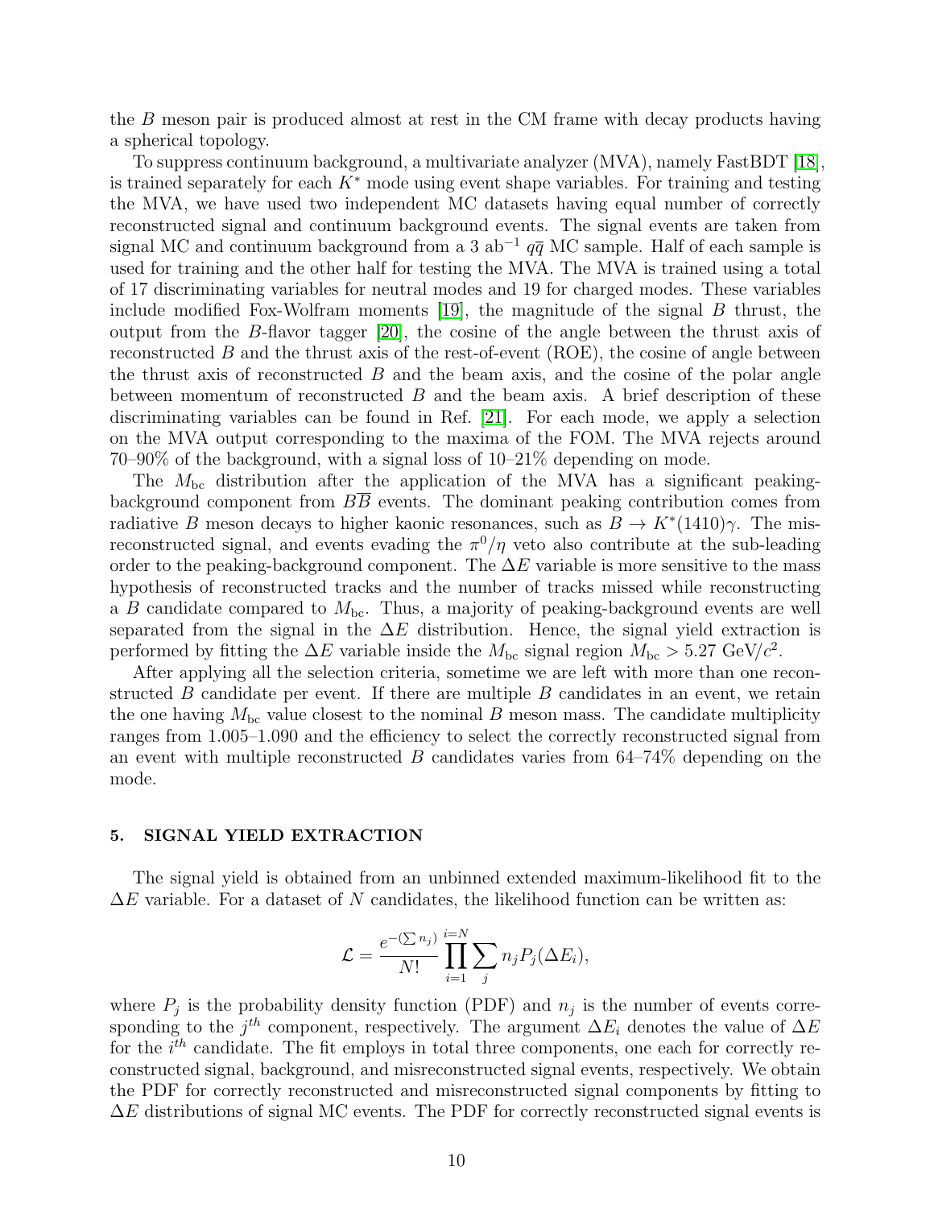the $B$ meson pair is produced almost at rest in the CM frame with decay products having a spherical topology.

To suppress continuum background, a multivariate analyzer (MVA), namely FastBDT [18], is trained separately for each $K^*$ mode using event shape variables. For training and testing the MVA, we have used two independent MC datasets having equal number of correctly reconstructed signal and continuum background events. The signal events are taken from signal MC and continuum background from a 3 ab$^{-1}$ $q\overline{q}$ MC sample. Half of each sample is used for training and the other half for testing the MVA. The MVA is trained using a total of 17 discriminating variables for neutral modes and 19 for charged modes. These variables include modified Fox-Wolfram moments [19], the magnitude of the signal $B$ thrust, the output from the $B$-flavor tagger [20], the cosine of the angle between the thrust axis of reconstructed $B$ and the thrust axis of the rest-of-event (ROE), the cosine of angle between the thrust axis of reconstructed $B$ and the beam axis, and the cosine of the polar angle between momentum of reconstructed $B$ and the beam axis. A brief description of these discriminating variables can be found in Ref. [21]. For each mode, we apply a selection on the MVA output corresponding to the maxima of the FOM. The MVA rejects around 70–90% of the background, with a signal loss of 10–21% depending on mode.

The $M_{\rm bc}$ distribution after the application of the MVA has a significant peaking-background component from $B\overline{B}$ events. The dominant peaking contribution comes from radiative $B$ meson decays to higher kaonic resonances, such as $B \to K^*(1410)\gamma$. The misreconstructed signal, and events evading the $\pi^0/\eta$ veto also contribute at the sub-leading order to the peaking-background component. The $\Delta E$ variable is more sensitive to the mass hypothesis of reconstructed tracks and the number of tracks missed while reconstructing a $B$ candidate compared to $M_{\rm bc}$. Thus, a majority of peaking-background events are well separated from the signal in the $\Delta E$ distribution. Hence, the signal yield extraction is performed by fitting the $\Delta E$ variable inside the $M_{\rm bc}$ signal region $M_{\rm bc} > 5.27$ GeV/$c^2$.

After applying all the selection criteria, sometime we are left with more than one reconstructed $B$ candidate per event. If there are multiple $B$ candidates in an event, we retain the one having $M_{\rm bc}$ value closest to the nominal $B$ meson mass. The candidate multiplicity ranges from 1.005–1.090 and the efficiency to select the correctly reconstructed signal from an event with multiple reconstructed $B$ candidates varies from 64–74% depending on the mode.

## 5. SIGNAL YIELD EXTRACTION

The signal yield is obtained from an unbinned extended maximum-likelihood fit to the $\Delta E$ variable. For a dataset of $N$ candidates, the likelihood function can be written as:

$$\mathcal{L} = \frac{e^{-(\sum n_j)}}{N!} \prod_{i=1}^{i=N} \sum_j n_j P_j(\Delta E_i),$$

where $P_j$ is the probability density function (PDF) and $n_j$ is the number of events corresponding to the $j^{th}$ component, respectively. The argument $\Delta E_i$ denotes the value of $\Delta E$ for the $i^{th}$ candidate. The fit employs in total three components, one each for correctly reconstructed signal, background, and misreconstructed signal events, respectively. We obtain the PDF for correctly reconstructed and misreconstructed signal components by fitting to $\Delta E$ distributions of signal MC events. The PDF for correctly reconstructed signal events is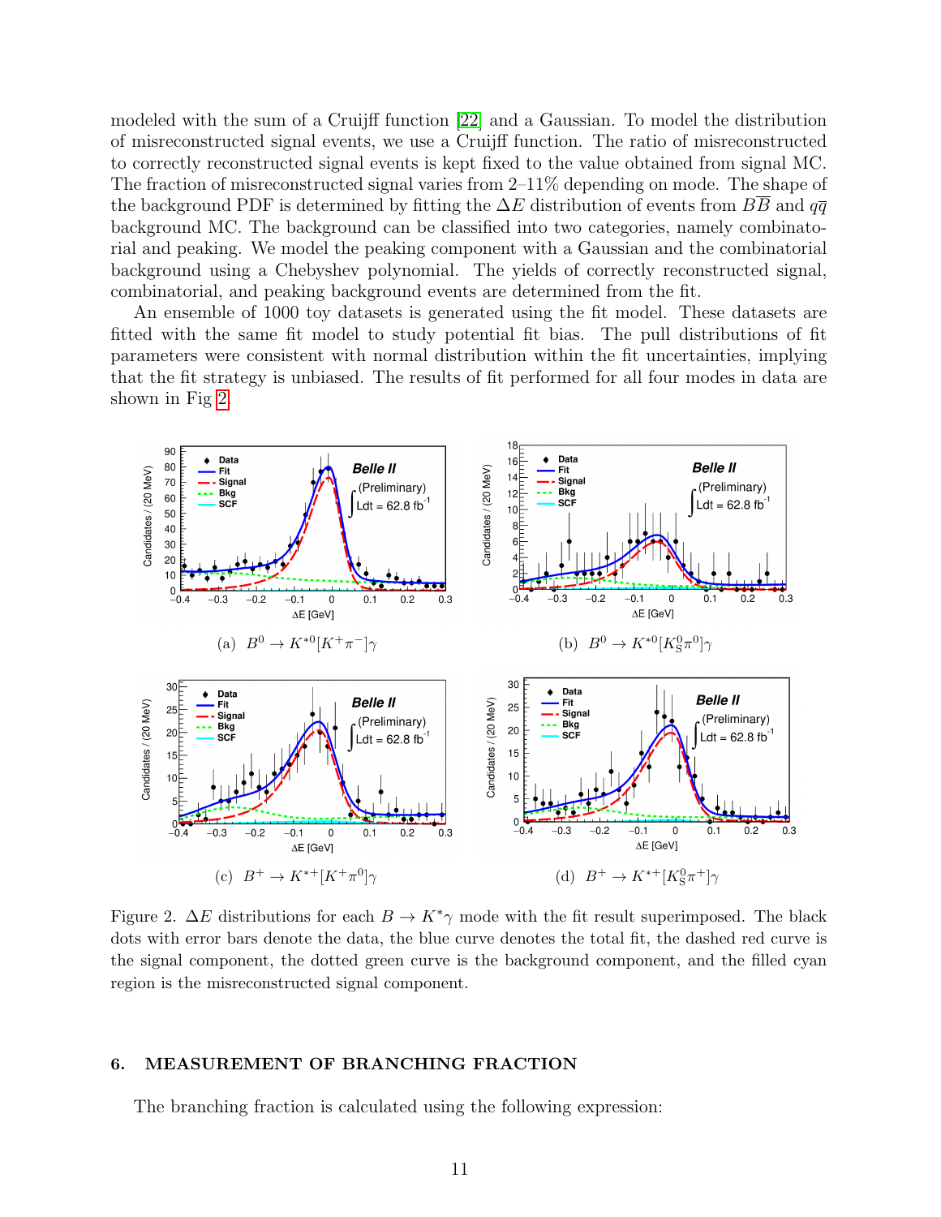modeled with the sum of a Cruijff function [22] and a Gaussian. To model the distribution of misreconstructed signal events, we use a Cruijff function. The ratio of misreconstructed to correctly reconstructed signal events is kept fixed to the value obtained from signal MC. The fraction of misreconstructed signal varies from 2–11% depending on mode. The shape of the background PDF is determined by fitting the $\Delta E$ distribution of events from $B\overline{B}$ and $q\overline{q}$ background MC. The background can be classified into two categories, namely combinatorial and peaking. We model the peaking component with a Gaussian and the combinatorial background using a Chebyshev polynomial. The yields of correctly reconstructed signal, combinatorial, and peaking background events are determined from the fit.

An ensemble of 1000 toy datasets is generated using the fit model. These datasets are fitted with the same fit model to study potential fit bias. The pull distributions of fit parameters were consistent with normal distribution within the fit uncertainties, implying that the fit strategy is unbiased. The results of fit performed for all four modes in data are shown in Fig 2.

(a) $B^0 \to K^{*0}[K^+\pi^-]\gamma$

(b) $B^0 \to K^{*0}[K_S^0\pi^0]\gamma$

(c) $B^+ \to K^{*+}[K^+\pi^0]\gamma$

(d) $B^+ \to K^{*+}[K_S^0\pi^+]\gamma$

Figure 2. $\Delta E$ distributions for each $B \to K^*\gamma$ mode with the fit result superimposed. The black dots with error bars denote the data, the blue curve denotes the total fit, the dashed red curve is the signal component, the dotted green curve is the background component, and the filled cyan region is the misreconstructed signal component.

## 6. MEASUREMENT OF BRANCHING FRACTION

The branching fraction is calculated using the following expression: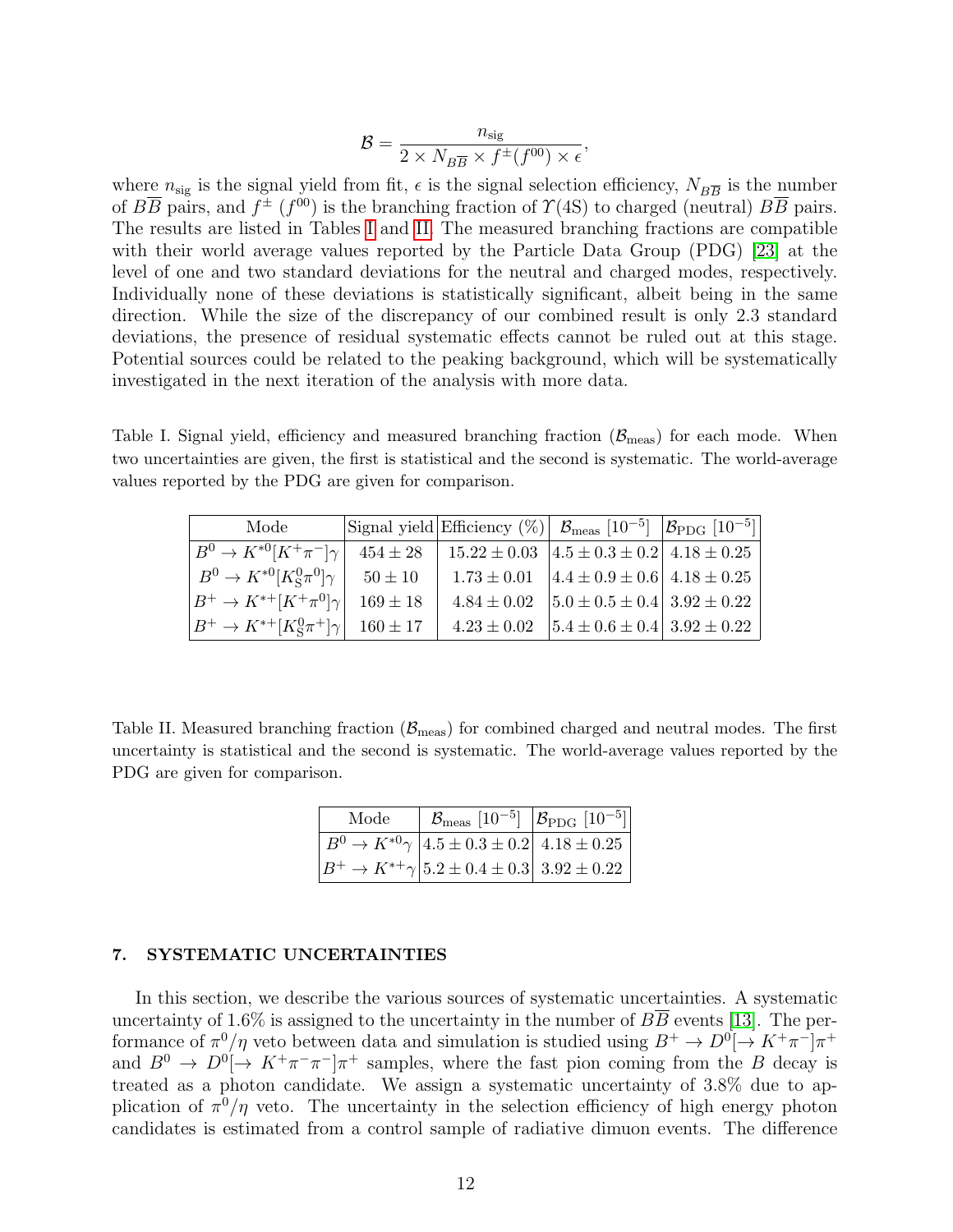$$\mathcal{B} = \frac{n_{\rm sig}}{2 \times N_{B\overline{B}} \times f^{\pm}(f^{00}) \times \epsilon},$$

where $n_{\rm sig}$ is the signal yield from fit, $\epsilon$ is the signal selection efficiency, $N_{B\overline{B}}$ is the number of $B\overline{B}$ pairs, and $f^{\pm}$ ($f^{00}$) is the branching fraction of $\Upsilon(4S)$ to charged (neutral) $B\overline{B}$ pairs. The results are listed in Tables I and II. The measured branching fractions are compatible with their world average values reported by the Particle Data Group (PDG) [23] at the level of one and two standard deviations for the neutral and charged modes, respectively. Individually none of these deviations is statistically significant, albeit being in the same direction. While the size of the discrepancy of our combined result is only 2.3 standard deviations, the presence of residual systematic effects cannot be ruled out at this stage. Potential sources could be related to the peaking background, which will be systematically investigated in the next iteration of the analysis with more data.

Table I. Signal yield, efficiency and measured branching fraction ($\mathcal{B}_{\rm meas}$) for each mode. When two uncertainties are given, the first is statistical and the second is systematic. The world-average values reported by the PDG are given for comparison.

| Mode | Signal yield | Efficiency (%) | $\mathcal{B}_{\rm meas}$ $[10^{-5}]$ | $\mathcal{B}_{\rm PDG}$ $[10^{-5}]$ |
|---|---|---|---|---|
| $B^0 \to K^{*0}[K^+\pi^-]\gamma$ | $454 \pm 28$ | $15.22 \pm 0.03$ | $4.5 \pm 0.3 \pm 0.2$ | $4.18 \pm 0.25$ |
| $B^0 \to K^{*0}[K^0_S\pi^0]\gamma$ | $50 \pm 10$ | $1.73 \pm 0.01$ | $4.4 \pm 0.9 \pm 0.6$ | $4.18 \pm 0.25$ |
| $B^+ \to K^{*+}[K^+\pi^0]\gamma$ | $169 \pm 18$ | $4.84 \pm 0.02$ | $5.0 \pm 0.5 \pm 0.4$ | $3.92 \pm 0.22$ |
| $B^+ \to K^{*+}[K^0_S\pi^+]\gamma$ | $160 \pm 17$ | $4.23 \pm 0.02$ | $5.4 \pm 0.6 \pm 0.4$ | $3.92 \pm 0.22$ |

Table II. Measured branching fraction ($\mathcal{B}_{\rm meas}$) for combined charged and neutral modes. The first uncertainty is statistical and the second is systematic. The world-average values reported by the PDG are given for comparison.

| Mode | $\mathcal{B}_{\rm meas}$ $[10^{-5}]$ | $\mathcal{B}_{\rm PDG}$ $[10^{-5}]$ |
|---|---|---|
| $B^0 \to K^{*0}\gamma$ | $4.5 \pm 0.3 \pm 0.2$ | $4.18 \pm 0.25$ |
| $B^+ \to K^{*+}\gamma$ | $5.2 \pm 0.4 \pm 0.3$ | $3.92 \pm 0.22$ |

## 7. SYSTEMATIC UNCERTAINTIES

In this section, we describe the various sources of systematic uncertainties. A systematic uncertainty of 1.6% is assigned to the uncertainty in the number of $B\overline{B}$ events [13]. The performance of $\pi^0/\eta$ veto between data and simulation is studied using $B^+ \to D^0[\to K^+\pi^-]\pi^+$ and $B^0 \to D^0[\to K^+\pi^-\pi^-]\pi^+$ samples, where the fast pion coming from the $B$ decay is treated as a photon candidate. We assign a systematic uncertainty of 3.8% due to application of $\pi^0/\eta$ veto. The uncertainty in the selection efficiency of high energy photon candidates is estimated from a control sample of radiative dimuon events. The difference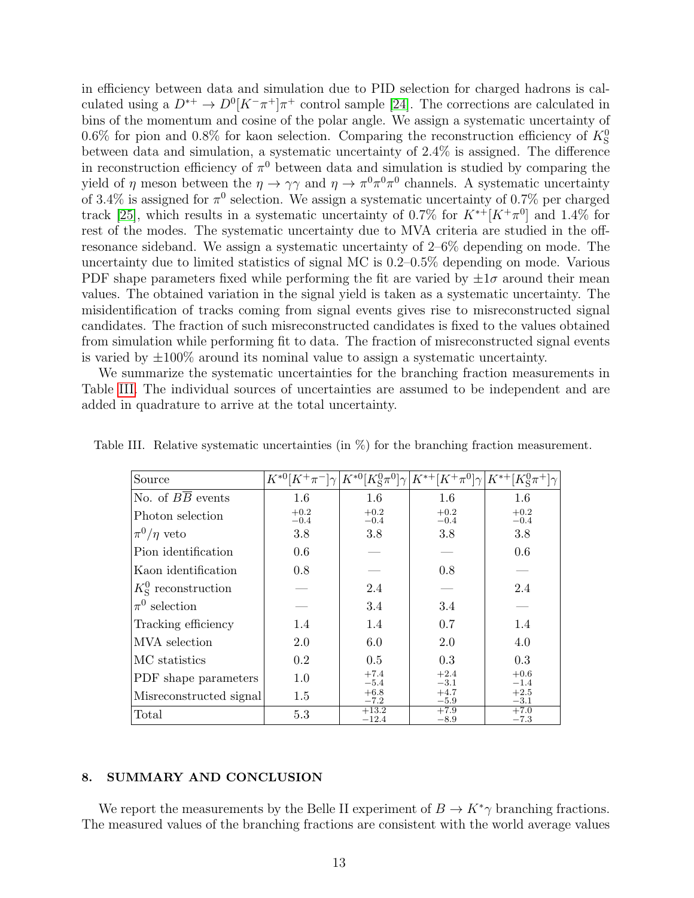in efficiency between data and simulation due to PID selection for charged hadrons is calculated using a $D^{*+} \to D^0[K^-\pi^+]\pi^+$ control sample [24]. The corrections are calculated in bins of the momentum and cosine of the polar angle. We assign a systematic uncertainty of 0.6% for pion and 0.8% for kaon selection. Comparing the reconstruction efficiency of $K^0_S$ between data and simulation, a systematic uncertainty of 2.4% is assigned. The difference in reconstruction efficiency of $\pi^0$ between data and simulation is studied by comparing the yield of $\eta$ meson between the $\eta \to \gamma\gamma$ and $\eta \to \pi^0\pi^0\pi^0$ channels. A systematic uncertainty of 3.4% is assigned for $\pi^0$ selection. We assign a systematic uncertainty of 0.7% per charged track [25], which results in a systematic uncertainty of 0.7% for $K^{*+}[K^+\pi^0]$ and 1.4% for rest of the modes. The systematic uncertainty due to MVA criteria are studied in the off-resonance sideband. We assign a systematic uncertainty of 2–6% depending on mode. The uncertainty due to limited statistics of signal MC is 0.2–0.5% depending on mode. Various PDF shape parameters fixed while performing the fit are varied by $\pm1\sigma$ around their mean values. The obtained variation in the signal yield is taken as a systematic uncertainty. The misidentification of tracks coming from signal events gives rise to misreconstructed signal candidates. The fraction of such misreconstructed candidates is fixed to the values obtained from simulation while performing fit to data. The fraction of misreconstructed signal events is varied by $\pm100\%$ around its nominal value to assign a systematic uncertainty.

We summarize the systematic uncertainties for the branching fraction measurements in Table III. The individual sources of uncertainties are assumed to be independent and are added in quadrature to arrive at the total uncertainty.

Table III. Relative systematic uncertainties (in %) for the branching fraction measurement.

| Source | $K^{*0}[K^+\pi^-]\gamma$ | $K^{*0}[K^0_S\pi^0]\gamma$ | $K^{*+}[K^+\pi^0]\gamma$ | $K^{*+}[K^0_S\pi^+]\gamma$ |
|---|---|---|---|---|
| No. of $B\overline{B}$ events | 1.6 | 1.6 | 1.6 | 1.6 |
| Photon selection | $^{+0.2}_{-0.4}$ | $^{+0.2}_{-0.4}$ | $^{+0.2}_{-0.4}$ | $^{+0.2}_{-0.4}$ |
| $\pi^0/\eta$ veto | 3.8 | 3.8 | 3.8 | 3.8 |
| Pion identification | 0.6 | — | — | 0.6 |
| Kaon identification | 0.8 | — | 0.8 | — |
| $K^0_S$ reconstruction | — | 2.4 | — | 2.4 |
| $\pi^0$ selection | — | 3.4 | 3.4 | — |
| Tracking efficiency | 1.4 | 1.4 | 0.7 | 1.4 |
| MVA selection | 2.0 | 6.0 | 2.0 | 4.0 |
| MC statistics | 0.2 | 0.5 | 0.3 | 0.3 |
| PDF shape parameters | 1.0 | $^{+7.4}_{-5.4}$ | $^{+2.4}_{-3.1}$ | $^{+0.6}_{-1.4}$ |
| Misreconstructed signal | 1.5 | $^{+6.8}_{-7.2}$ | $^{+4.7}_{-5.9}$ | $^{+2.5}_{-3.1}$ |
| Total | 5.3 | $^{+13.2}_{-12.4}$ | $^{+7.9}_{-8.9}$ | $^{+7.0}_{-7.3}$ |

## 8. SUMMARY AND CONCLUSION

We report the measurements by the Belle II experiment of $B \to K^*\gamma$ branching fractions. The measured values of the branching fractions are consistent with the world average values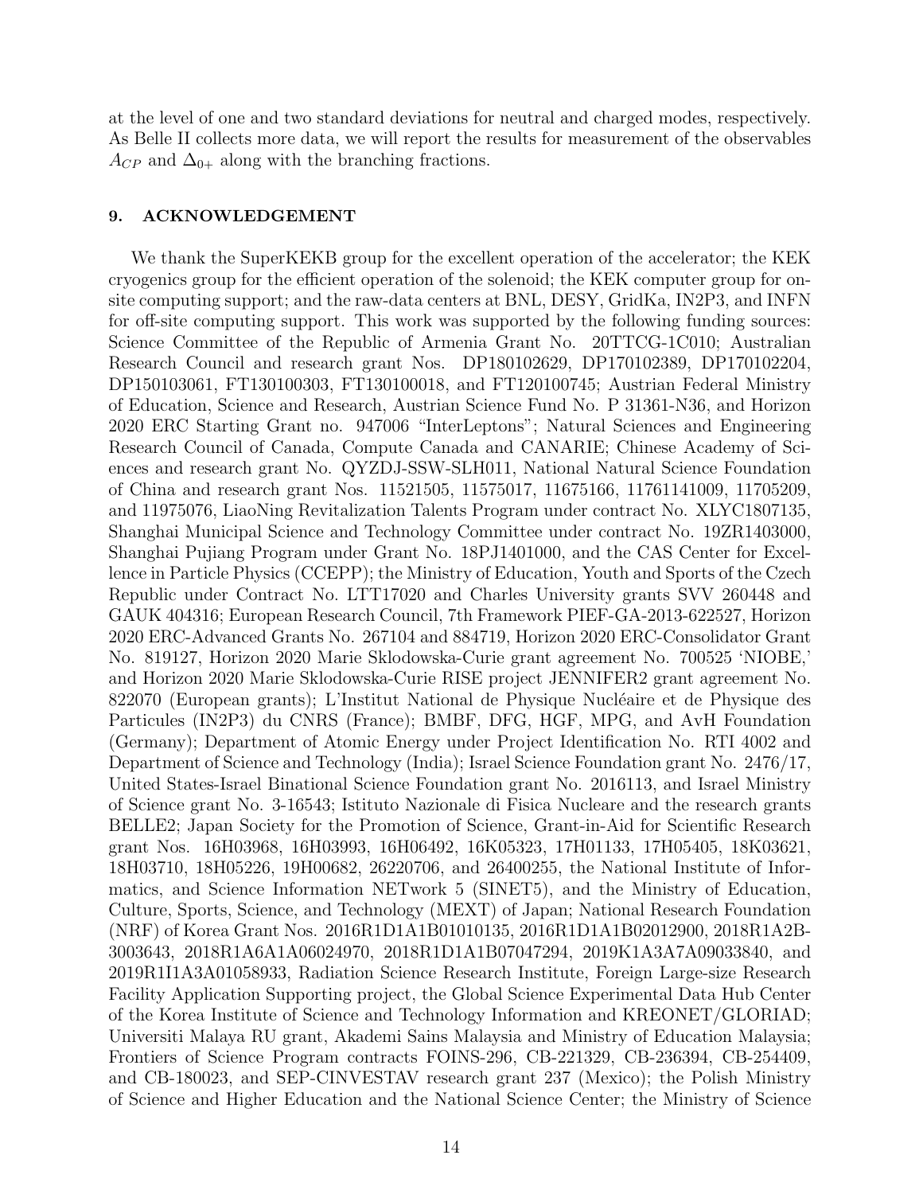at the level of one and two standard deviations for neutral and charged modes, respectively. As Belle II collects more data, we will report the results for measurement of the observables $A_{CP}$ and $\Delta_{0+}$ along with the branching fractions.

## 9. ACKNOWLEDGEMENT

We thank the SuperKEKB group for the excellent operation of the accelerator; the KEK cryogenics group for the efficient operation of the solenoid; the KEK computer group for on-site computing support; and the raw-data centers at BNL, DESY, GridKa, IN2P3, and INFN for off-site computing support. This work was supported by the following funding sources: Science Committee of the Republic of Armenia Grant No. 20TTCG-1C010; Australian Research Council and research grant Nos. DP180102629, DP170102389, DP170102204, DP150103061, FT130100303, FT130100018, and FT120100745; Austrian Federal Ministry of Education, Science and Research, Austrian Science Fund No. P 31361-N36, and Horizon 2020 ERC Starting Grant no. 947006 "InterLeptons"; Natural Sciences and Engineering Research Council of Canada, Compute Canada and CANARIE; Chinese Academy of Sciences and research grant No. QYZDJ-SSW-SLH011, National Natural Science Foundation of China and research grant Nos. 11521505, 11575017, 11675166, 11761141009, 11705209, and 11975076, LiaoNing Revitalization Talents Program under contract No. XLYC1807135, Shanghai Municipal Science and Technology Committee under contract No. 19ZR1403000, Shanghai Pujiang Program under Grant No. 18PJ1401000, and the CAS Center for Excellence in Particle Physics (CCEPP); the Ministry of Education, Youth and Sports of the Czech Republic under Contract No. LTT17020 and Charles University grants SVV 260448 and GAUK 404316; European Research Council, 7th Framework PIEF-GA-2013-622527, Horizon 2020 ERC-Advanced Grants No. 267104 and 884719, Horizon 2020 ERC-Consolidator Grant No. 819127, Horizon 2020 Marie Sklodowska-Curie grant agreement No. 700525 'NIOBE,' and Horizon 2020 Marie Sklodowska-Curie RISE project JENNIFER2 grant agreement No. 822070 (European grants); L'Institut National de Physique Nucléaire et de Physique des Particules (IN2P3) du CNRS (France); BMBF, DFG, HGF, MPG, and AvH Foundation (Germany); Department of Atomic Energy under Project Identification No. RTI 4002 and Department of Science and Technology (India); Israel Science Foundation grant No. 2476/17, United States-Israel Binational Science Foundation grant No. 2016113, and Israel Ministry of Science grant No. 3-16543; Istituto Nazionale di Fisica Nucleare and the research grants BELLE2; Japan Society for the Promotion of Science, Grant-in-Aid for Scientific Research grant Nos. 16H03968, 16H03993, 16H06492, 16K05323, 17H01133, 17H05405, 18K03621, 18H03710, 18H05226, 19H00682, 26220706, and 26400255, the National Institute of Informatics, and Science Information NETwork 5 (SINET5), and the Ministry of Education, Culture, Sports, Science, and Technology (MEXT) of Japan; National Research Foundation (NRF) of Korea Grant Nos. 2016R1D1A1B01010135, 2016R1D1A1B02012900, 2018R1A2B-3003643, 2018R1A6A1A06024970, 2018R1D1A1B07047294, 2019K1A3A7A09033840, and 2019R1I1A3A01058933, Radiation Science Research Institute, Foreign Large-size Research Facility Application Supporting project, the Global Science Experimental Data Hub Center of the Korea Institute of Science and Technology Information and KREONET/GLORIAD; Universiti Malaya RU grant, Akademi Sains Malaysia and Ministry of Education Malaysia; Frontiers of Science Program contracts FOINS-296, CB-221329, CB-236394, CB-254409, and CB-180023, and SEP-CINVESTAV research grant 237 (Mexico); the Polish Ministry of Science and Higher Education and the National Science Center; the Ministry of Science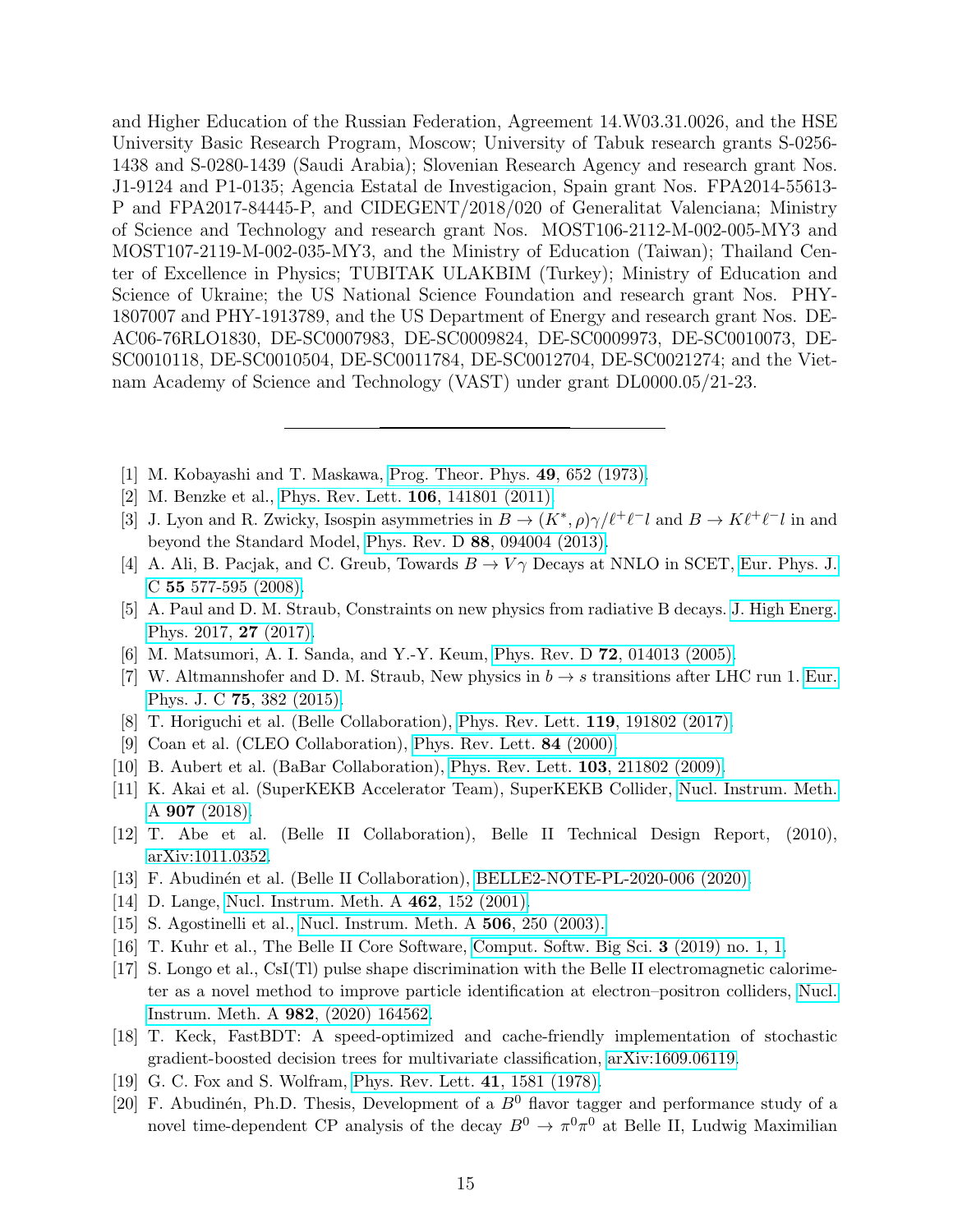and Higher Education of the Russian Federation, Agreement 14.W03.31.0026, and the HSE University Basic Research Program, Moscow; University of Tabuk research grants S-0256-1438 and S-0280-1439 (Saudi Arabia); Slovenian Research Agency and research grant Nos. J1-9124 and P1-0135; Agencia Estatal de Investigacion, Spain grant Nos. FPA2014-55613-P and FPA2017-84445-P, and CIDEGENT/2018/020 of Generalitat Valenciana; Ministry of Science and Technology and research grant Nos. MOST106-2112-M-002-005-MY3 and MOST107-2119-M-002-035-MY3, and the Ministry of Education (Taiwan); Thailand Center of Excellence in Physics; TUBITAK ULAKBIM (Turkey); Ministry of Education and Science of Ukraine; the US National Science Foundation and research grant Nos. PHY-1807007 and PHY-1913789, and the US Department of Energy and research grant Nos. DE-AC06-76RLO1830, DE-SC0007983, DE-SC0009824, DE-SC0009973, DE-SC0010073, DE-SC0010118, DE-SC0010504, DE-SC0011784, DE-SC0012704, DE-SC0021274; and the Vietnam Academy of Science and Technology (VAST) under grant DL0000.05/21-23.

---

[1] M. Kobayashi and T. Maskawa, Prog. Theor. Phys. **49**, 652 (1973).

[2] M. Benzke et al., Phys. Rev. Lett. **106**, 141801 (2011).

[3] J. Lyon and R. Zwicky, Isospin asymmetries in $B \to (K^*, \rho)\gamma/\ell^+\ell^- l$ and $B \to K\ell^+\ell^- l$ in and beyond the Standard Model, Phys. Rev. D **88**, 094004 (2013).

[4] A. Ali, B. Pacjak, and C. Greub, Towards $B \to V\gamma$ Decays at NNLO in SCET, Eur. Phys. J. C **55** 577-595 (2008).

[5] A. Paul and D. M. Straub, Constraints on new physics from radiative B decays. J. High Energ. Phys. 2017, **27** (2017).

[6] M. Matsumori, A. I. Sanda, and Y.-Y. Keum, Phys. Rev. D **72**, 014013 (2005).

[7] W. Altmannshofer and D. M. Straub, New physics in $b \to s$ transitions after LHC run 1. Eur. Phys. J. C **75**, 382 (2015).

[8] T. Horiguchi et al. (Belle Collaboration), Phys. Rev. Lett. **119**, 191802 (2017).

[9] Coan et al. (CLEO Collaboration), Phys. Rev. Lett. **84** (2000).

[10] B. Aubert et al. (BaBar Collaboration), Phys. Rev. Lett. **103**, 211802 (2009).

[11] K. Akai et al. (SuperKEKB Accelerator Team), SuperKEKB Collider, Nucl. Instrum. Meth. A **907** (2018).

[12] T. Abe et al. (Belle II Collaboration), Belle II Technical Design Report, (2010), arXiv:1011.0352.

[13] F. Abudinén et al. (Belle II Collaboration), BELLE2-NOTE-PL-2020-006 (2020).

[14] D. Lange, Nucl. Instrum. Meth. A **462**, 152 (2001).

[15] S. Agostinelli et al., Nucl. Instrum. Meth. A **506**, 250 (2003).

[16] T. Kuhr et al., The Belle II Core Software, Comput. Softw. Big Sci. **3** (2019) no. 1, 1.

[17] S. Longo et al., CsI(Tl) pulse shape discrimination with the Belle II electromagnetic calorimeter as a novel method to improve particle identification at electron–positron colliders, Nucl. Instrum. Meth. A **982**, (2020) 164562.

[18] T. Keck, FastBDT: A speed-optimized and cache-friendly implementation of stochastic gradient-boosted decision trees for multivariate classification, arXiv:1609.06119.

[19] G. C. Fox and S. Wolfram, Phys. Rev. Lett. **41**, 1581 (1978).

[20] F. Abudinén, Ph.D. Thesis, Development of a $B^0$ flavor tagger and performance study of a novel time-dependent CP analysis of the decay $B^0 \to \pi^0\pi^0$ at Belle II, Ludwig Maximilian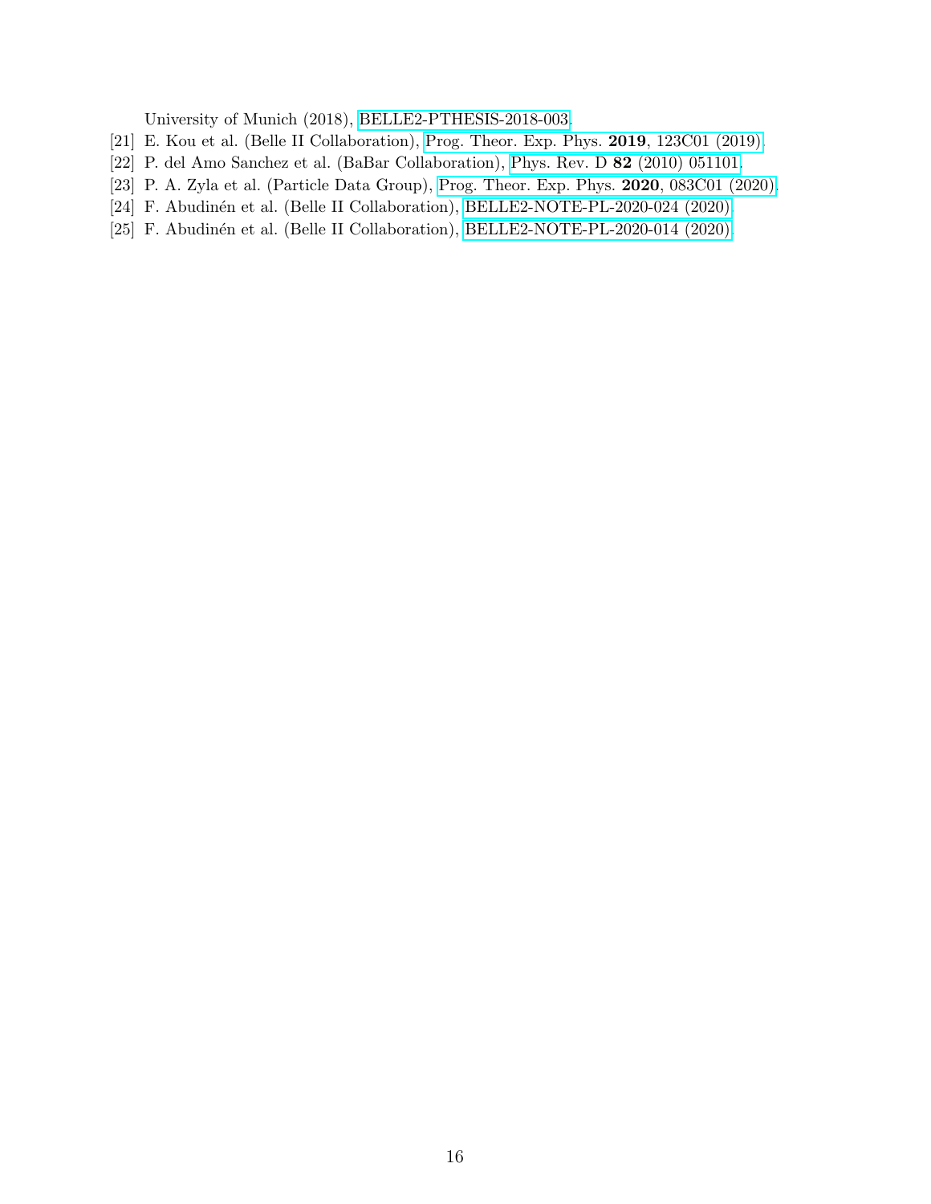University of Munich (2018), BELLE2-PTHESIS-2018-003.

[21] E. Kou et al. (Belle II Collaboration), Prog. Theor. Exp. Phys. **2019**, 123C01 (2019).

[22] P. del Amo Sanchez et al. (BaBar Collaboration), Phys. Rev. D **82** (2010) 051101.

[23] P. A. Zyla et al. (Particle Data Group), Prog. Theor. Exp. Phys. **2020**, 083C01 (2020).

[24] F. Abudinén et al. (Belle II Collaboration), BELLE2-NOTE-PL-2020-024 (2020).

[25] F. Abudinén et al. (Belle II Collaboration), BELLE2-NOTE-PL-2020-014 (2020).